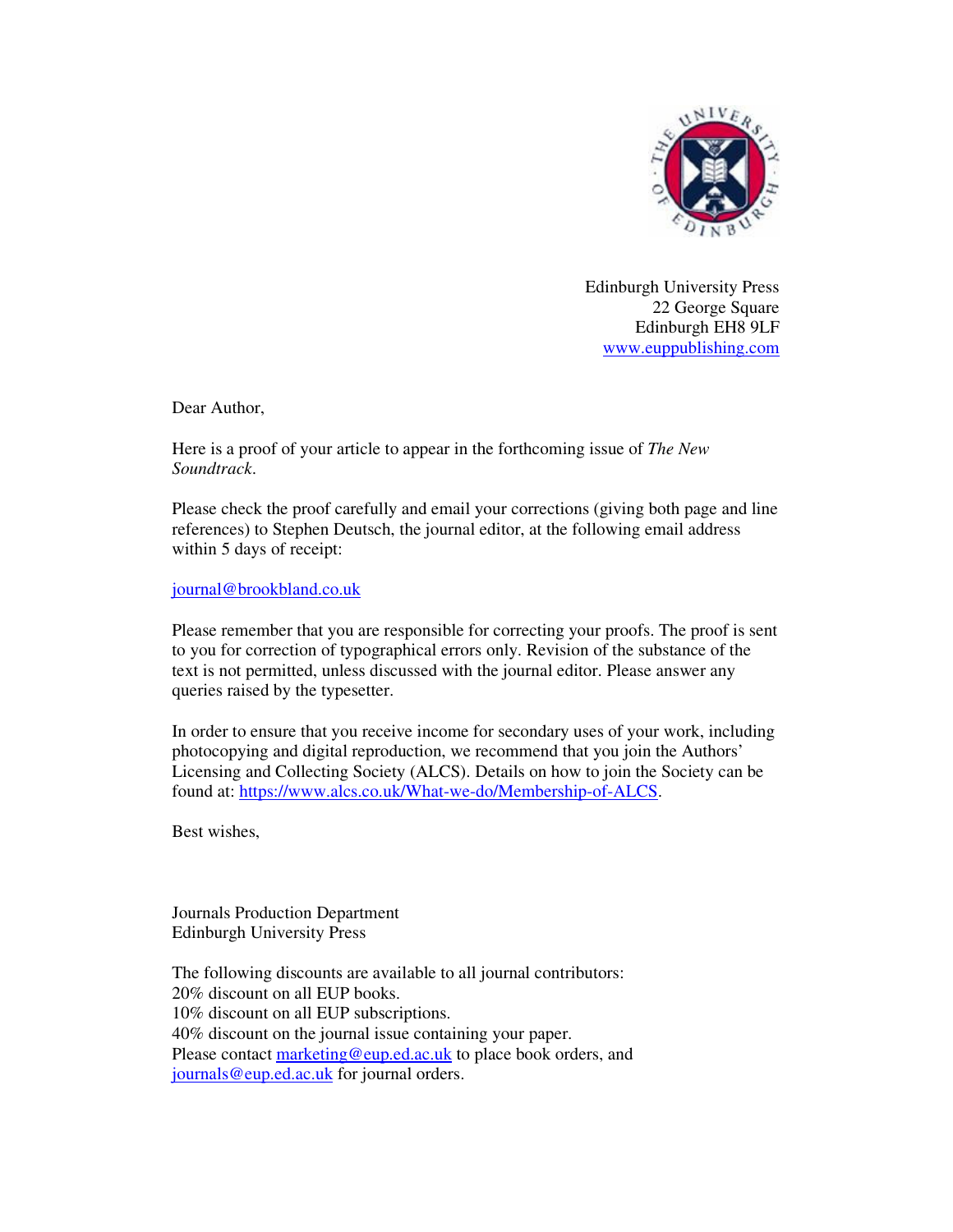Edinburgh University Press
22 George Square
Edinburgh EH8 9LF
www.euppublishing.com

Dear Author,

Here is a proof of your article to appear in the forthcoming issue of *The New Soundtrack*.

Please check the proof carefully and email your corrections (giving both page and line references) to Stephen Deutsch, the journal editor, at the following email address within 5 days of receipt:

journal@brookbland.co.uk

Please remember that you are responsible for correcting your proofs. The proof is sent to you for correction of typographical errors only. Revision of the substance of the text is not permitted, unless discussed with the journal editor. Please answer any queries raised by the typesetter.

In order to ensure that you receive income for secondary uses of your work, including photocopying and digital reproduction, we recommend that you join the Authors' Licensing and Collecting Society (ALCS). Details on how to join the Society can be found at: https://www.alcs.co.uk/What-we-do/Membership-of-ALCS.

Best wishes,

Journals Production Department
Edinburgh University Press

The following discounts are available to all journal contributors:
20% discount on all EUP books.
10% discount on all EUP subscriptions.
40% discount on the journal issue containing your paper.
Please contact marketing@eup.ed.ac.uk to place book orders, and journals@eup.ed.ac.uk for journal orders.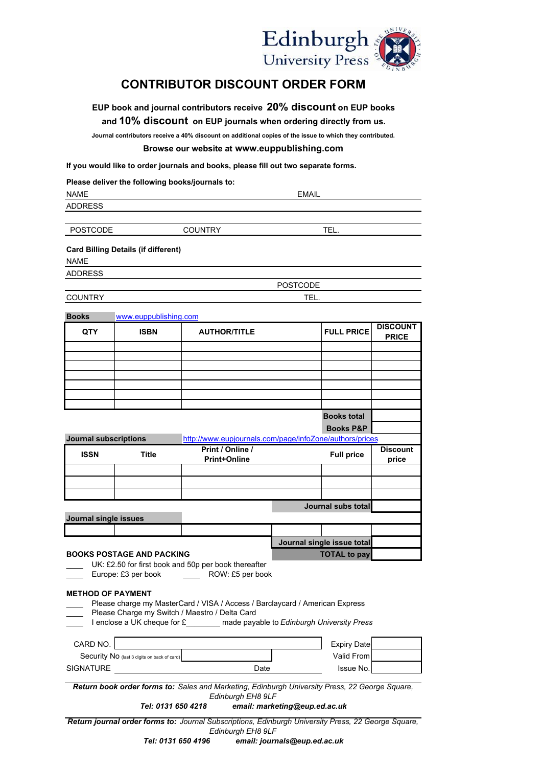Edinburgh University Press

# CONTRIBUTOR DISCOUNT ORDER FORM

**EUP book and journal contributors receive 20% discount on EUP books and 10% discount on EUP journals when ordering directly from us.**

**Journal contributors receive a 40% discount on additional copies of the issue to which they contributed.**

**Browse our website at www.euppublishing.com**

**If you would like to order journals and books, please fill out two separate forms.**

**Please deliver the following books/journals to:**

NAME                                                  EMAIL

ADDRESS

POSTCODE                COUNTRY                TEL.

**Card Billing Details (if different)**

NAME

ADDRESS

POSTCODE

COUNTRY                TEL.

**Books** www.euppublishing.com

| QTY | ISBN | AUTHOR/TITLE | FULL PRICE | DISCOUNT PRICE |
|---|---|---|---|---|
| | | | | |
| | | | | |
| | | | | |
| | | | | |
| | | | | |
| | | | | |
| | | | | |
| | | | **Books total** | |
| | | | **Books P&P** | |

**Journal subscriptions** http://www.eupjournals.com/page/infoZone/authors/prices

| ISSN | Title | Print / Online / Print+Online | Full price | Discount price |
|---|---|---|---|---|
| | | | | |
| | | | | |
| | | | | |
| | | | **Journal subs total** | |

**Journal single issues**

| | | | | |
|---|---|---|---|---|
| | | | | |
| | | | **Journal single issue total** | |
| | | | **TOTAL to pay** | |

**BOOKS POSTAGE AND PACKING**

____ UK: £2.50 for first book and 50p per book thereafter

____ Europe: £3 per book        ____ ROW: £5 per book

**METHOD OF PAYMENT**

____ Please charge my MasterCard / VISA / Access / Barclaycard / American Express

____ Please Charge my Switch / Maestro / Delta Card

____ I enclose a UK cheque for £________ made payable to *Edinburgh University Press*

CARD NO.                                                  Expiry Date

Security No (last 3 digits on back of card)                Valid From

SIGNATURE                              Date                Issue No.

***Return book order forms to:*** *Sales and Marketing, Edinburgh University Press, 22 George Square, Edinburgh EH8 9LF*

***Tel: 0131 650 4218         email: marketing@eup.ed.ac.uk***

***Return journal order forms to:*** *Journal Subscriptions, Edinburgh University Press, 22 George Square, Edinburgh EH8 9LF*

***Tel: 0131 650 4196         email: journals@eup.ed.ac.uk***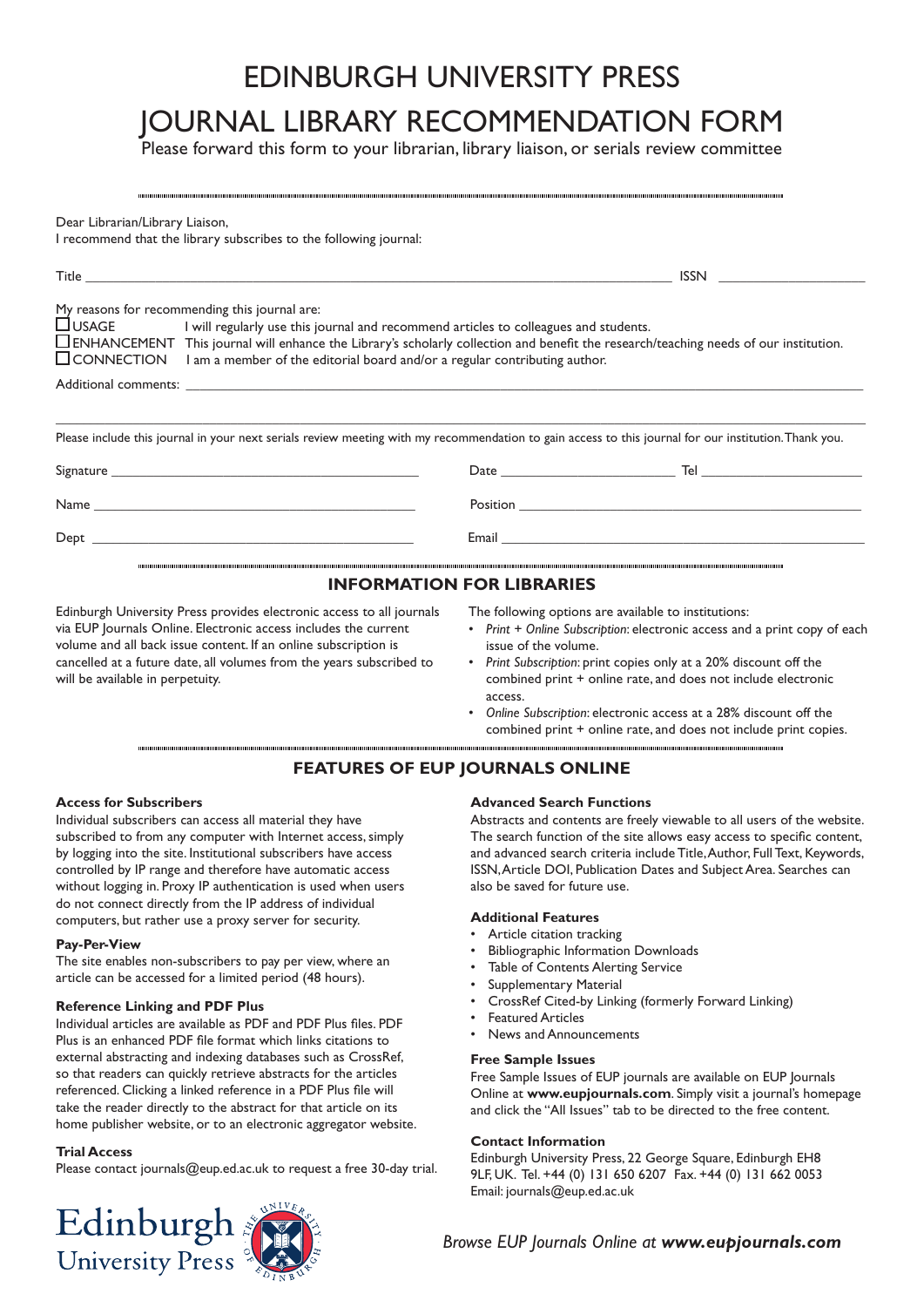# EDINBURGH UNIVERSITY PRESS

# JOURNAL LIBRARY RECOMMENDATION FORM

Please forward this form to your librarian, library liaison, or serials review committee

Dear Librarian/Library Liaison,
I recommend that the library subscribes to the following journal:

Title ______________________________________________ ISSN ____________________

My reasons for recommending this journal are:

☐ USAGE I will regularly use this journal and recommend articles to colleagues and students.
☐ ENHANCEMENT This journal will enhance the Library's scholarly collection and benefit the research/teaching needs of our institution.
☐ CONNECTION I am a member of the editorial board and/or a regular contributing author.

Additional comments: ______________________________________________

______________________________________________

Please include this journal in your next serials review meeting with my recommendation to gain access to this journal for our institution. Thank you.

Signature ______________________ Date ______________ Tel ______________

Name ______________________ Position ______________________

Dept ______________________ Email ______________________

## INFORMATION FOR LIBRARIES

Edinburgh University Press provides electronic access to all journals via EUP Journals Online. Electronic access includes the current volume and all back issue content. If an online subscription is cancelled at a future date, all volumes from the years subscribed to will be available in perpetuity.

The following options are available to institutions:

- *Print + Online Subscription*: electronic access and a print copy of each issue of the volume.
- *Print Subscription*: print copies only at a 20% discount off the combined print + online rate, and does not include electronic access.
- *Online Subscription*: electronic access at a 28% discount off the combined print + online rate, and does not include print copies.

## FEATURES OF EUP JOURNALS ONLINE

### Access for Subscribers

Individual subscribers can access all material they have subscribed to from any computer with Internet access, simply by logging into the site. Institutional subscribers have access controlled by IP range and therefore have automatic access without logging in. Proxy IP authentication is used when users do not connect directly from the IP address of individual computers, but rather use a proxy server for security.

### Pay-Per-View

The site enables non-subscribers to pay per view, where an article can be accessed for a limited period (48 hours).

### Reference Linking and PDF Plus

Individual articles are available as PDF and PDF Plus files. PDF Plus is an enhanced PDF file format which links citations to external abstracting and indexing databases such as CrossRef, so that readers can quickly retrieve abstracts for the articles referenced. Clicking a linked reference in a PDF Plus file will take the reader directly to the abstract for that article on its home publisher website, or to an electronic aggregator website.

### Trial Access

Please contact journals@eup.ed.ac.uk to request a free 30-day trial.

### Advanced Search Functions

Abstracts and contents are freely viewable to all users of the website. The search function of the site allows easy access to specific content, and advanced search criteria include Title, Author, Full Text, Keywords, ISSN, Article DOI, Publication Dates and Subject Area. Searches can also be saved for future use.

### Additional Features

- Article citation tracking
- Bibliographic Information Downloads
- Table of Contents Alerting Service
- Supplementary Material
- CrossRef Cited-by Linking (formerly Forward Linking)
- Featured Articles
- News and Announcements

### Free Sample Issues

Free Sample Issues of EUP journals are available on EUP Journals Online at **www.eupjournals.com**. Simply visit a journal's homepage and click the "All Issues" tab to be directed to the free content.

### Contact Information

Edinburgh University Press, 22 George Square, Edinburgh EH8 9LF, UK. Tel. +44 (0) 131 650 6207 Fax. +44 (0) 131 662 0053
Email: journals@eup.ed.ac.uk

Edinburgh University Press

*Browse EUP Journals Online at **www.eupjournals.com***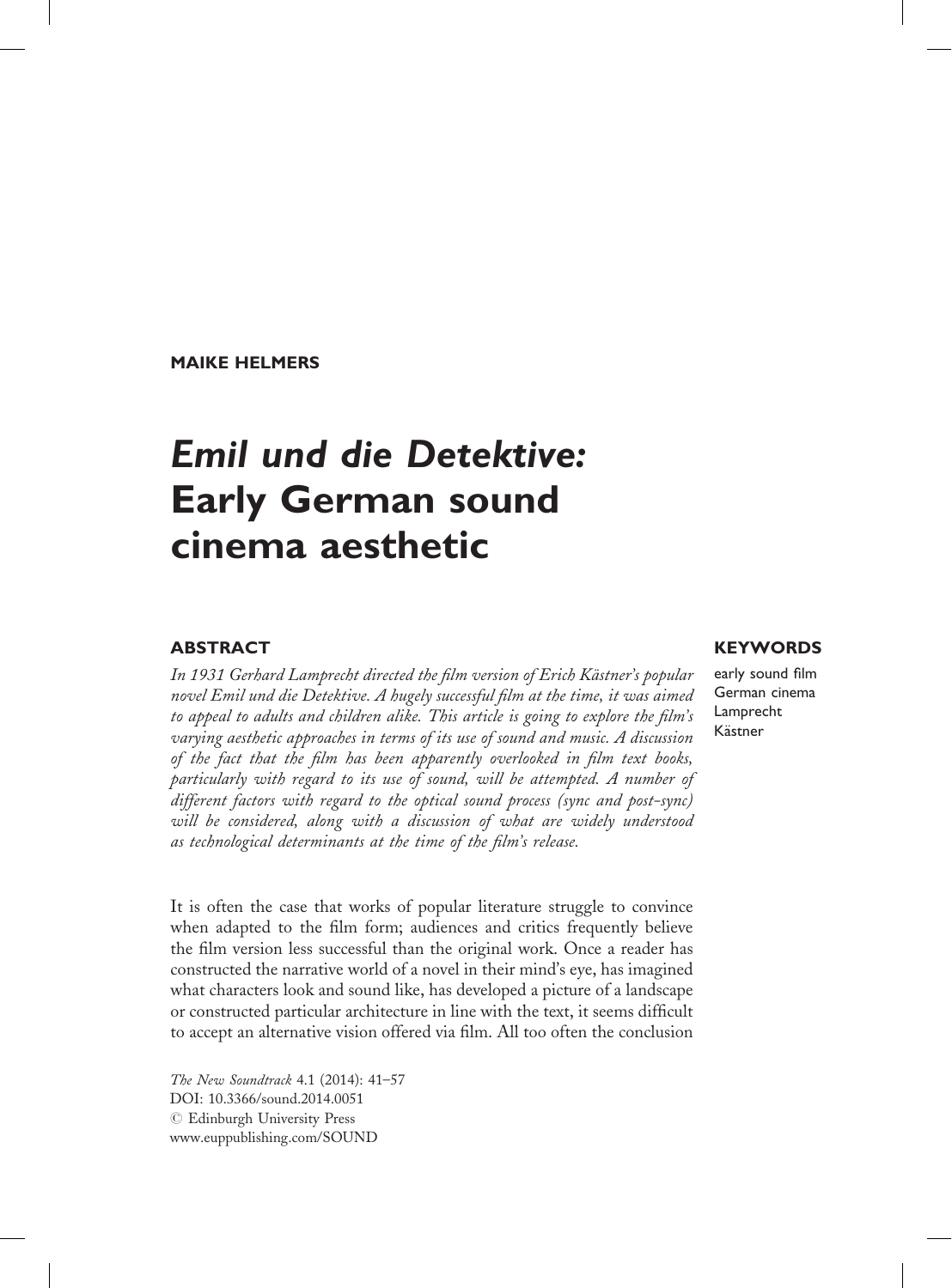MAIKE HELMERS

# *Emil und die Detektive:* Early German sound cinema aesthetic

## ABSTRACT

*In 1931 Gerhard Lamprecht directed the film version of Erich Kästner's popular novel Emil und die Detektive. A hugely successful film at the time, it was aimed to appeal to adults and children alike. This article is going to explore the film's varying aesthetic approaches in terms of its use of sound and music. A discussion of the fact that the film has been apparently overlooked in film text books, particularly with regard to its use of sound, will be attempted. A number of different factors with regard to the optical sound process (sync and post-sync) will be considered, along with a discussion of what are widely understood as technological determinants at the time of the film's release.*

## KEYWORDS

early sound film
German cinema
Lamprecht
Kästner

It is often the case that works of popular literature struggle to convince when adapted to the film form; audiences and critics frequently believe the film version less successful than the original work. Once a reader has constructed the narrative world of a novel in their mind's eye, has imagined what characters look and sound like, has developed a picture of a landscape or constructed particular architecture in line with the text, it seems difficult to accept an alternative vision offered via film. All too often the conclusion

*The New Soundtrack* 4.1 (2014): 41–57
DOI: 10.3366/sound.2014.0051
© Edinburgh University Press
www.euppublishing.com/SOUND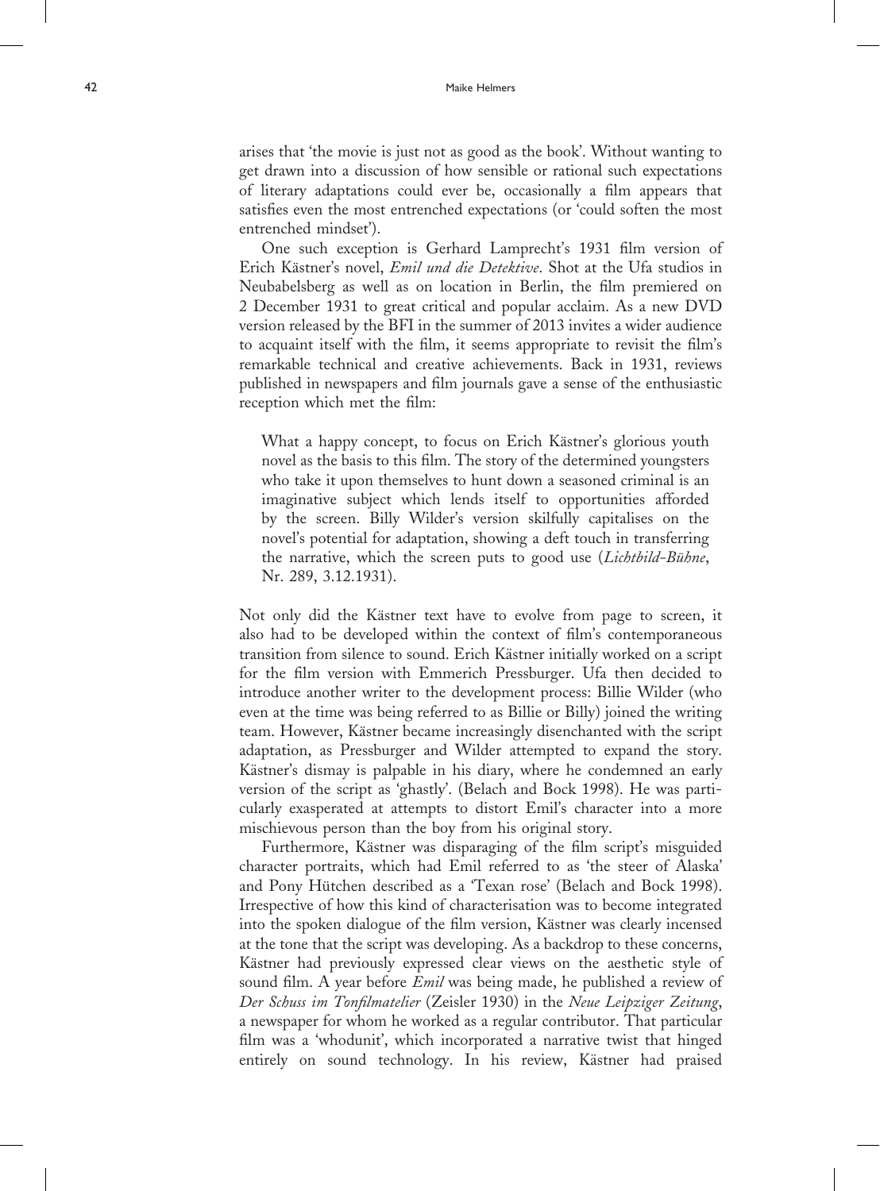arises that 'the movie is just not as good as the book'. Without wanting to get drawn into a discussion of how sensible or rational such expectations of literary adaptations could ever be, occasionally a film appears that satisfies even the most entrenched expectations (or 'could soften the most entrenched mindset').

One such exception is Gerhard Lamprecht's 1931 film version of Erich Kästner's novel, *Emil und die Detektive*. Shot at the Ufa studios in Neubabelsberg as well as on location in Berlin, the film premiered on 2 December 1931 to great critical and popular acclaim. As a new DVD version released by the BFI in the summer of 2013 invites a wider audience to acquaint itself with the film, it seems appropriate to revisit the film's remarkable technical and creative achievements. Back in 1931, reviews published in newspapers and film journals gave a sense of the enthusiastic reception which met the film:

> What a happy concept, to focus on Erich Kästner's glorious youth novel as the basis to this film. The story of the determined youngsters who take it upon themselves to hunt down a seasoned criminal is an imaginative subject which lends itself to opportunities afforded by the screen. Billy Wilder's version skilfully capitalises on the novel's potential for adaptation, showing a deft touch in transferring the narrative, which the screen puts to good use (*Lichtbild-Bühne*, Nr. 289, 3.12.1931).

Not only did the Kästner text have to evolve from page to screen, it also had to be developed within the context of film's contemporaneous transition from silence to sound. Erich Kästner initially worked on a script for the film version with Emmerich Pressburger. Ufa then decided to introduce another writer to the development process: Billie Wilder (who even at the time was being referred to as Billie or Billy) joined the writing team. However, Kästner became increasingly disenchanted with the script adaptation, as Pressburger and Wilder attempted to expand the story. Kästner's dismay is palpable in his diary, where he condemned an early version of the script as 'ghastly'. (Belach and Bock 1998). He was particularly exasperated at attempts to distort Emil's character into a more mischievous person than the boy from his original story.

Furthermore, Kästner was disparaging of the film script's misguided character portraits, which had Emil referred to as 'the steer of Alaska' and Pony Hütchen described as a 'Texan rose' (Belach and Bock 1998). Irrespective of how this kind of characterisation was to become integrated into the spoken dialogue of the film version, Kästner was clearly incensed at the tone that the script was developing. As a backdrop to these concerns, Kästner had previously expressed clear views on the aesthetic style of sound film. A year before *Emil* was being made, he published a review of *Der Schuss im Tonfilmatelier* (Zeisler 1930) in the *Neue Leipziger Zeitung*, a newspaper for whom he worked as a regular contributor. That particular film was a 'whodunit', which incorporated a narrative twist that hinged entirely on sound technology. In his review, Kästner had praised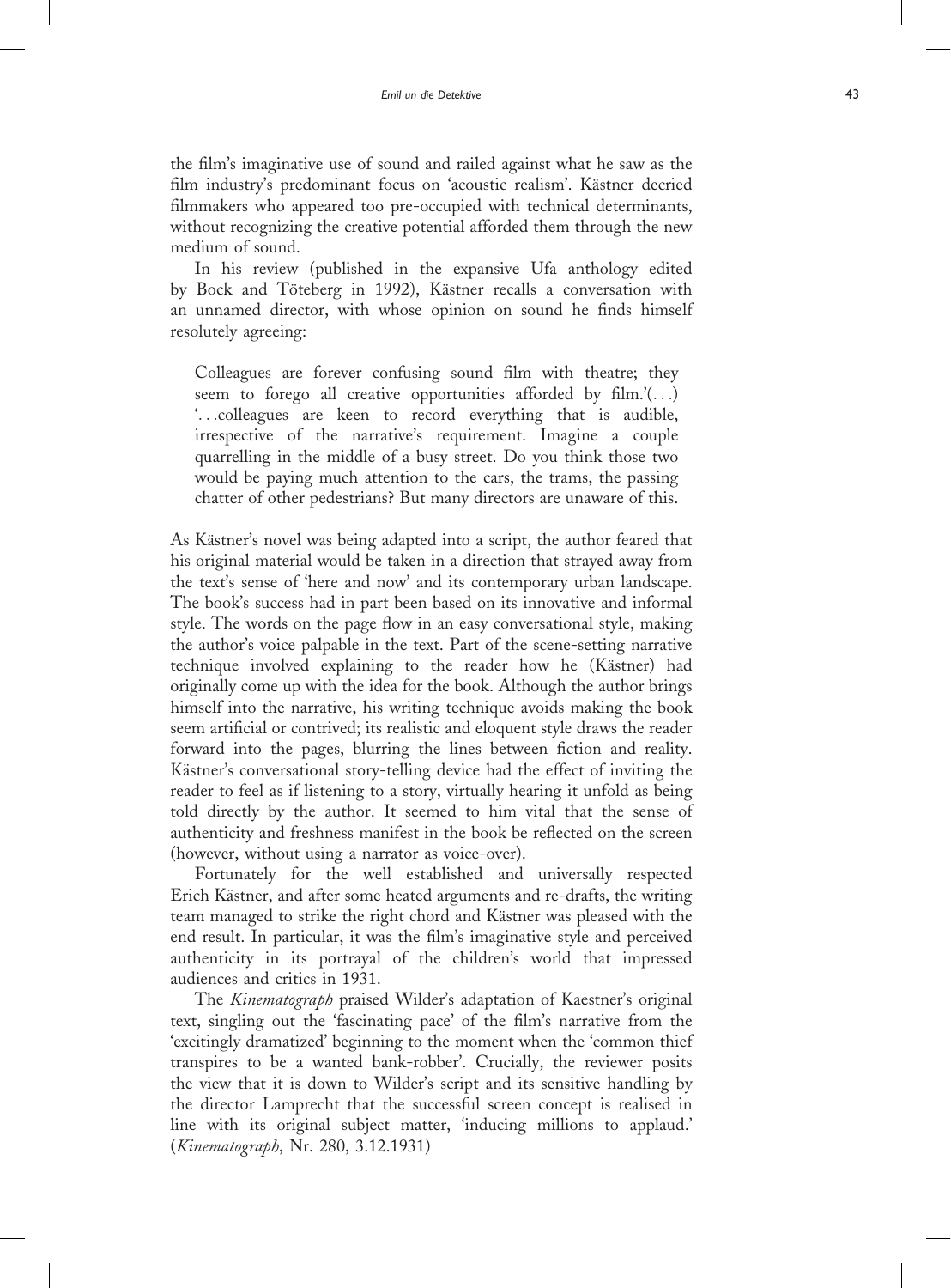the film's imaginative use of sound and railed against what he saw as the film industry's predominant focus on 'acoustic realism'. Kästner decried filmmakers who appeared too pre-occupied with technical determinants, without recognizing the creative potential afforded them through the new medium of sound.

In his review (published in the expansive Ufa anthology edited by Bock and Töteberg in 1992), Kästner recalls a conversation with an unnamed director, with whose opinion on sound he finds himself resolutely agreeing:

> Colleagues are forever confusing sound film with theatre; they seem to forego all creative opportunities afforded by film.'(...) '...colleagues are keen to record everything that is audible, irrespective of the narrative's requirement. Imagine a couple quarrelling in the middle of a busy street. Do you think those two would be paying much attention to the cars, the trams, the passing chatter of other pedestrians? But many directors are unaware of this.

As Kästner's novel was being adapted into a script, the author feared that his original material would be taken in a direction that strayed away from the text's sense of 'here and now' and its contemporary urban landscape. The book's success had in part been based on its innovative and informal style. The words on the page flow in an easy conversational style, making the author's voice palpable in the text. Part of the scene-setting narrative technique involved explaining to the reader how he (Kästner) had originally come up with the idea for the book. Although the author brings himself into the narrative, his writing technique avoids making the book seem artificial or contrived; its realistic and eloquent style draws the reader forward into the pages, blurring the lines between fiction and reality. Kästner's conversational story-telling device had the effect of inviting the reader to feel as if listening to a story, virtually hearing it unfold as being told directly by the author. It seemed to him vital that the sense of authenticity and freshness manifest in the book be reflected on the screen (however, without using a narrator as voice-over).

Fortunately for the well established and universally respected Erich Kästner, and after some heated arguments and re-drafts, the writing team managed to strike the right chord and Kästner was pleased with the end result. In particular, it was the film's imaginative style and perceived authenticity in its portrayal of the children's world that impressed audiences and critics in 1931.

The *Kinematograph* praised Wilder's adaptation of Kaestner's original text, singling out the 'fascinating pace' of the film's narrative from the 'excitingly dramatized' beginning to the moment when the 'common thief transpires to be a wanted bank-robber'. Crucially, the reviewer posits the view that it is down to Wilder's script and its sensitive handling by the director Lamprecht that the successful screen concept is realised in line with its original subject matter, 'inducing millions to applaud.' (*Kinematograph*, Nr. 280, 3.12.1931)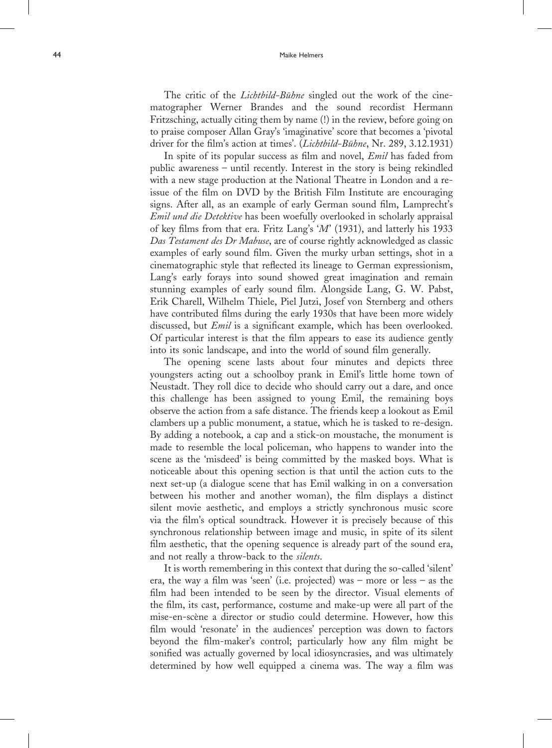The critic of the *Lichtbild-Bühne* singled out the work of the cinematographer Werner Brandes and the sound recordist Hermann Fritzsching, actually citing them by name (!) in the review, before going on to praise composer Allan Gray's 'imaginative' score that becomes a 'pivotal driver for the film's action at times'. (*Lichtbild-Bühne*, Nr. 289, 3.12.1931)

In spite of its popular success as film and novel, *Emil* has faded from public awareness – until recently. Interest in the story is being rekindled with a new stage production at the National Theatre in London and a re-issue of the film on DVD by the British Film Institute are encouraging signs. After all, as an example of early German sound film, Lamprecht's *Emil und die Detektive* has been woefully overlooked in scholarly appraisal of key films from that era. Fritz Lang's '*M*' (1931), and latterly his 1933 *Das Testament des Dr Mabuse*, are of course rightly acknowledged as classic examples of early sound film. Given the murky urban settings, shot in a cinematographic style that reflected its lineage to German expressionism, Lang's early forays into sound showed great imagination and remain stunning examples of early sound film. Alongside Lang, G. W. Pabst, Erik Charell, Wilhelm Thiele, Piel Jutzi, Josef von Sternberg and others have contributed films during the early 1930s that have been more widely discussed, but *Emil* is a significant example, which has been overlooked. Of particular interest is that the film appears to ease its audience gently into its sonic landscape, and into the world of sound film generally.

The opening scene lasts about four minutes and depicts three youngsters acting out a schoolboy prank in Emil's little home town of Neustadt. They roll dice to decide who should carry out a dare, and once this challenge has been assigned to young Emil, the remaining boys observe the action from a safe distance. The friends keep a lookout as Emil clambers up a public monument, a statue, which he is tasked to re-design. By adding a notebook, a cap and a stick-on moustache, the monument is made to resemble the local policeman, who happens to wander into the scene as the 'misdeed' is being committed by the masked boys. What is noticeable about this opening section is that until the action cuts to the next set-up (a dialogue scene that has Emil walking in on a conversation between his mother and another woman), the film displays a distinct silent movie aesthetic, and employs a strictly synchronous music score via the film's optical soundtrack. However it is precisely because of this synchronous relationship between image and music, in spite of its silent film aesthetic, that the opening sequence is already part of the sound era, and not really a throw-back to the *silents*.

It is worth remembering in this context that during the so-called 'silent' era, the way a film was 'seen' (i.e. projected) was – more or less – as the film had been intended to be seen by the director. Visual elements of the film, its cast, performance, costume and make-up were all part of the mise-en-scène a director or studio could determine. However, how this film would 'resonate' in the audiences' perception was down to factors beyond the film-maker's control; particularly how any film might be sonified was actually governed by local idiosyncrasies, and was ultimately determined by how well equipped a cinema was. The way a film was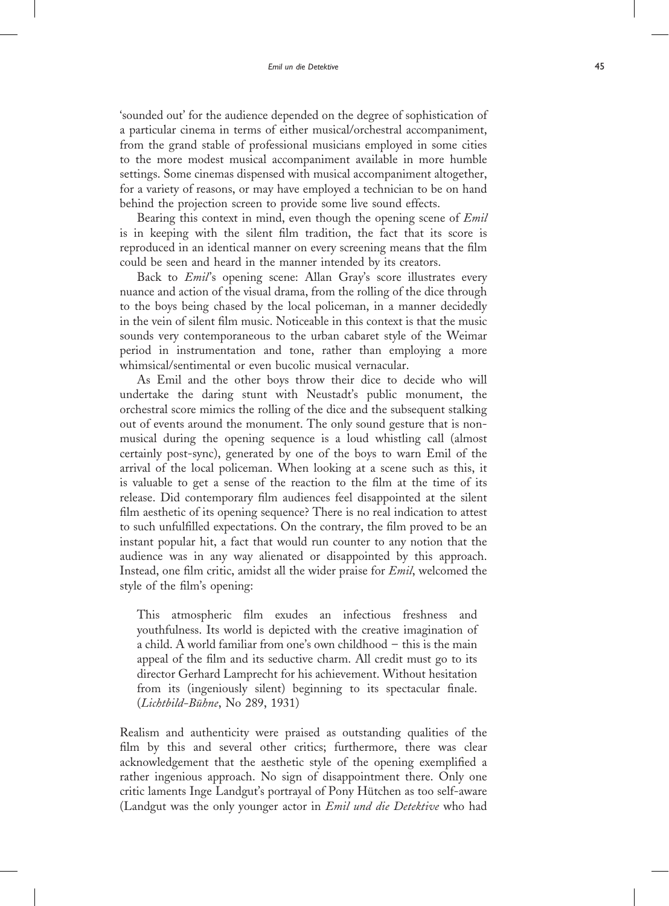'sounded out' for the audience depended on the degree of sophistication of a particular cinema in terms of either musical/orchestral accompaniment, from the grand stable of professional musicians employed in some cities to the more modest musical accompaniment available in more humble settings. Some cinemas dispensed with musical accompaniment altogether, for a variety of reasons, or may have employed a technician to be on hand behind the projection screen to provide some live sound effects.

Bearing this context in mind, even though the opening scene of *Emil* is in keeping with the silent film tradition, the fact that its score is reproduced in an identical manner on every screening means that the film could be seen and heard in the manner intended by its creators.

Back to *Emil*'s opening scene: Allan Gray's score illustrates every nuance and action of the visual drama, from the rolling of the dice through to the boys being chased by the local policeman, in a manner decidedly in the vein of silent film music. Noticeable in this context is that the music sounds very contemporaneous to the urban cabaret style of the Weimar period in instrumentation and tone, rather than employing a more whimsical/sentimental or even bucolic musical vernacular.

As Emil and the other boys throw their dice to decide who will undertake the daring stunt with Neustadt's public monument, the orchestral score mimics the rolling of the dice and the subsequent stalking out of events around the monument. The only sound gesture that is non-musical during the opening sequence is a loud whistling call (almost certainly post-sync), generated by one of the boys to warn Emil of the arrival of the local policeman. When looking at a scene such as this, it is valuable to get a sense of the reaction to the film at the time of its release. Did contemporary film audiences feel disappointed at the silent film aesthetic of its opening sequence? There is no real indication to attest to such unfulfilled expectations. On the contrary, the film proved to be an instant popular hit, a fact that would run counter to any notion that the audience was in any way alienated or disappointed by this approach. Instead, one film critic, amidst all the wider praise for *Emil*, welcomed the style of the film's opening:

> This atmospheric film exudes an infectious freshness and youthfulness. Its world is depicted with the creative imagination of a child. A world familiar from one's own childhood – this is the main appeal of the film and its seductive charm. All credit must go to its director Gerhard Lamprecht for his achievement. Without hesitation from its (ingeniously silent) beginning to its spectacular finale. (*Lichtbild-Bühne*, No 289, 1931)

Realism and authenticity were praised as outstanding qualities of the film by this and several other critics; furthermore, there was clear acknowledgement that the aesthetic style of the opening exemplified a rather ingenious approach. No sign of disappointment there. Only one critic laments Inge Landgut's portrayal of Pony Hütchen as too self-aware (Landgut was the only younger actor in *Emil und die Detektive* who had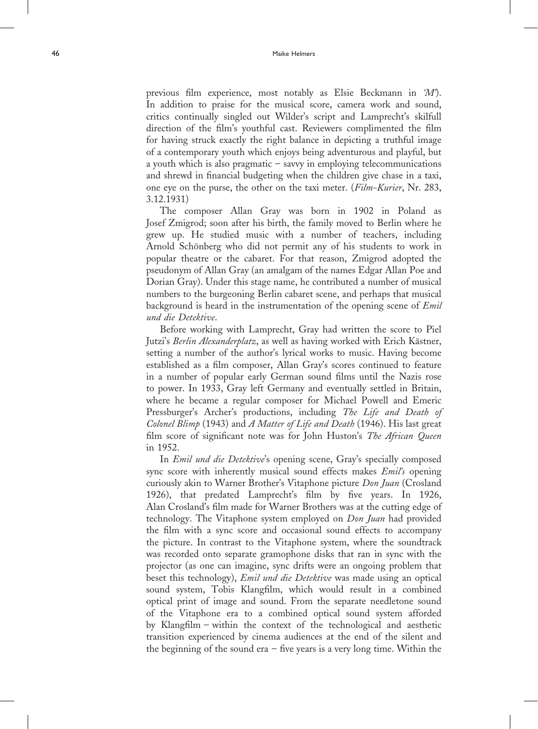previous film experience, most notably as Elsie Beckmann in *'M'*). In addition to praise for the musical score, camera work and sound, critics continually singled out Wilder's script and Lamprecht's skilfull direction of the film's youthful cast. Reviewers complimented the film for having struck exactly the right balance in depicting a truthful image of a contemporary youth which enjoys being adventurous and playful, but a youth which is also pragmatic – savvy in employing telecommunications and shrewd in financial budgeting when the children give chase in a taxi, one eye on the purse, the other on the taxi meter. (*Film-Kurier*, Nr. 283, 3.12.1931)

The composer Allan Gray was born in 1902 in Poland as Josef Zmigrod; soon after his birth, the family moved to Berlin where he grew up. He studied music with a number of teachers, including Arnold Schönberg who did not permit any of his students to work in popular theatre or the cabaret. For that reason, Zmigrod adopted the pseudonym of Allan Gray (an amalgam of the names Edgar Allan Poe and Dorian Gray). Under this stage name, he contributed a number of musical numbers to the burgeoning Berlin cabaret scene, and perhaps that musical background is heard in the instrumentation of the opening scene of *Emil und die Detektive*.

Before working with Lamprecht, Gray had written the score to Piel Jutzi's *Berlin Alexanderplatz*, as well as having worked with Erich Kästner, setting a number of the author's lyrical works to music. Having become established as a film composer, Allan Gray's scores continued to feature in a number of popular early German sound films until the Nazis rose to power. In 1933, Gray left Germany and eventually settled in Britain, where he became a regular composer for Michael Powell and Emeric Pressburger's Archer's productions, including *The Life and Death of Colonel Blimp* (1943) and *A Matter of Life and Death* (1946). His last great film score of significant note was for John Huston's *The African Queen* in 1952.

In *Emil und die Detektive*'s opening scene, Gray's specially composed sync score with inherently musical sound effects makes *Emil's* opening curiously akin to Warner Brother's Vitaphone picture *Don Juan* (Crosland 1926), that predated Lamprecht's film by five years. In 1926, Alan Crosland's film made for Warner Brothers was at the cutting edge of technology. The Vitaphone system employed on *Don Juan* had provided the film with a sync score and occasional sound effects to accompany the picture. In contrast to the Vitaphone system, where the soundtrack was recorded onto separate gramophone disks that ran in sync with the projector (as one can imagine, sync drifts were an ongoing problem that beset this technology), *Emil und die Detektive* was made using an optical sound system, Tobis Klangfilm, which would result in a combined optical print of image and sound. From the separate needletone sound of the Vitaphone era to a combined optical sound system afforded by Klangfilm – within the context of the technological and aesthetic transition experienced by cinema audiences at the end of the silent and the beginning of the sound era – five years is a very long time. Within the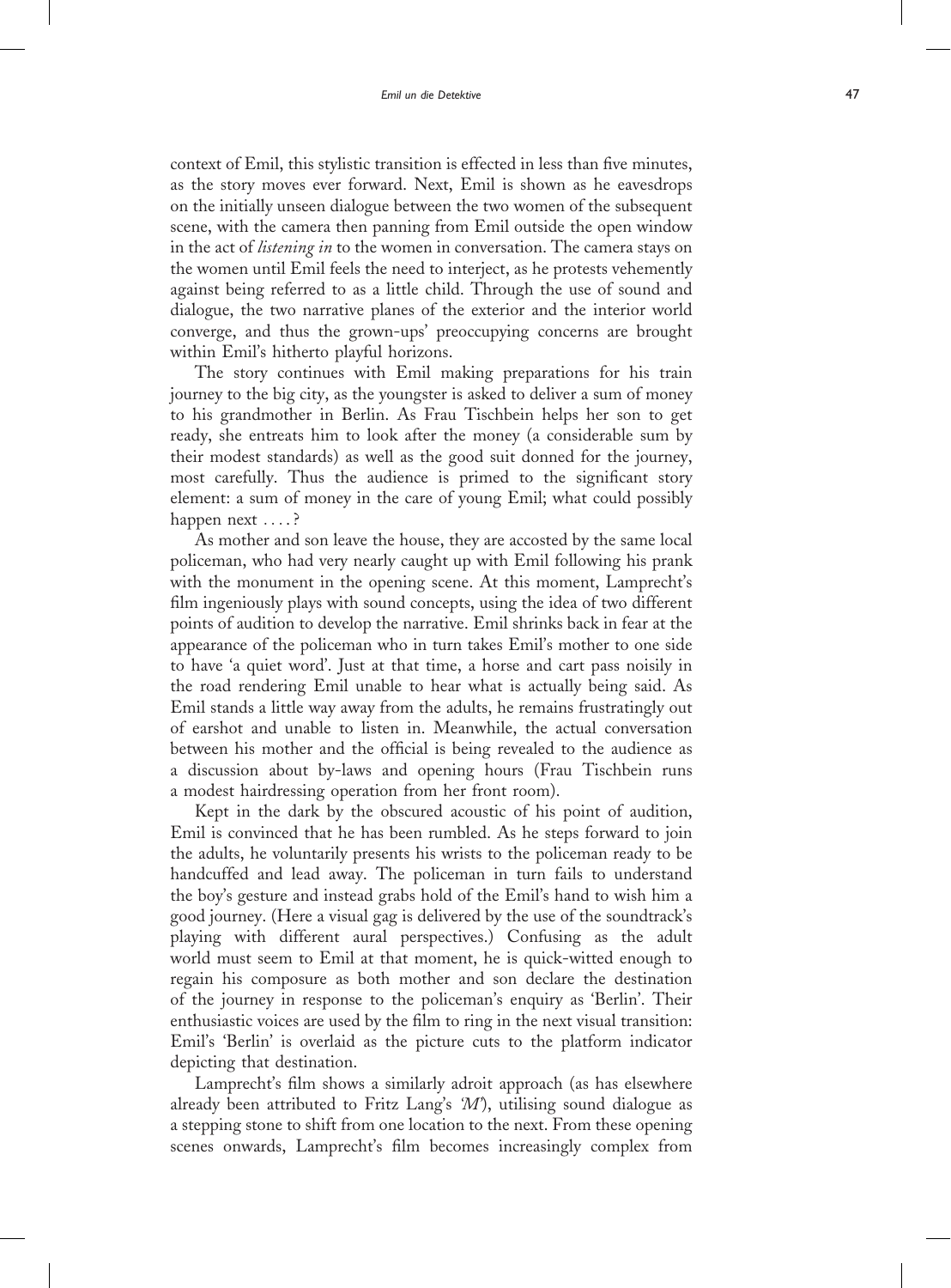context of Emil, this stylistic transition is effected in less than five minutes, as the story moves ever forward. Next, Emil is shown as he eavesdrops on the initially unseen dialogue between the two women of the subsequent scene, with the camera then panning from Emil outside the open window in the act of *listening in* to the women in conversation. The camera stays on the women until Emil feels the need to interject, as he protests vehemently against being referred to as a little child. Through the use of sound and dialogue, the two narrative planes of the exterior and the interior world converge, and thus the grown-ups' preoccupying concerns are brought within Emil's hitherto playful horizons.

The story continues with Emil making preparations for his train journey to the big city, as the youngster is asked to deliver a sum of money to his grandmother in Berlin. As Frau Tischbein helps her son to get ready, she entreats him to look after the money (a considerable sum by their modest standards) as well as the good suit donned for the journey, most carefully. Thus the audience is primed to the significant story element: a sum of money in the care of young Emil; what could possibly happen next . . . . ?

As mother and son leave the house, they are accosted by the same local policeman, who had very nearly caught up with Emil following his prank with the monument in the opening scene. At this moment, Lamprecht's film ingeniously plays with sound concepts, using the idea of two different points of audition to develop the narrative. Emil shrinks back in fear at the appearance of the policeman who in turn takes Emil's mother to one side to have 'a quiet word'. Just at that time, a horse and cart pass noisily in the road rendering Emil unable to hear what is actually being said. As Emil stands a little way away from the adults, he remains frustratingly out of earshot and unable to listen in. Meanwhile, the actual conversation between his mother and the official is being revealed to the audience as a discussion about by-laws and opening hours (Frau Tischbein runs a modest hairdressing operation from her front room).

Kept in the dark by the obscured acoustic of his point of audition, Emil is convinced that he has been rumbled. As he steps forward to join the adults, he voluntarily presents his wrists to the policeman ready to be handcuffed and lead away. The policeman in turn fails to understand the boy's gesture and instead grabs hold of the Emil's hand to wish him a good journey. (Here a visual gag is delivered by the use of the soundtrack's playing with different aural perspectives.) Confusing as the adult world must seem to Emil at that moment, he is quick-witted enough to regain his composure as both mother and son declare the destination of the journey in response to the policeman's enquiry as 'Berlin'. Their enthusiastic voices are used by the film to ring in the next visual transition: Emil's 'Berlin' is overlaid as the picture cuts to the platform indicator depicting that destination.

Lamprecht's film shows a similarly adroit approach (as has elsewhere already been attributed to Fritz Lang's *'M'*), utilising sound dialogue as a stepping stone to shift from one location to the next. From these opening scenes onwards, Lamprecht's film becomes increasingly complex from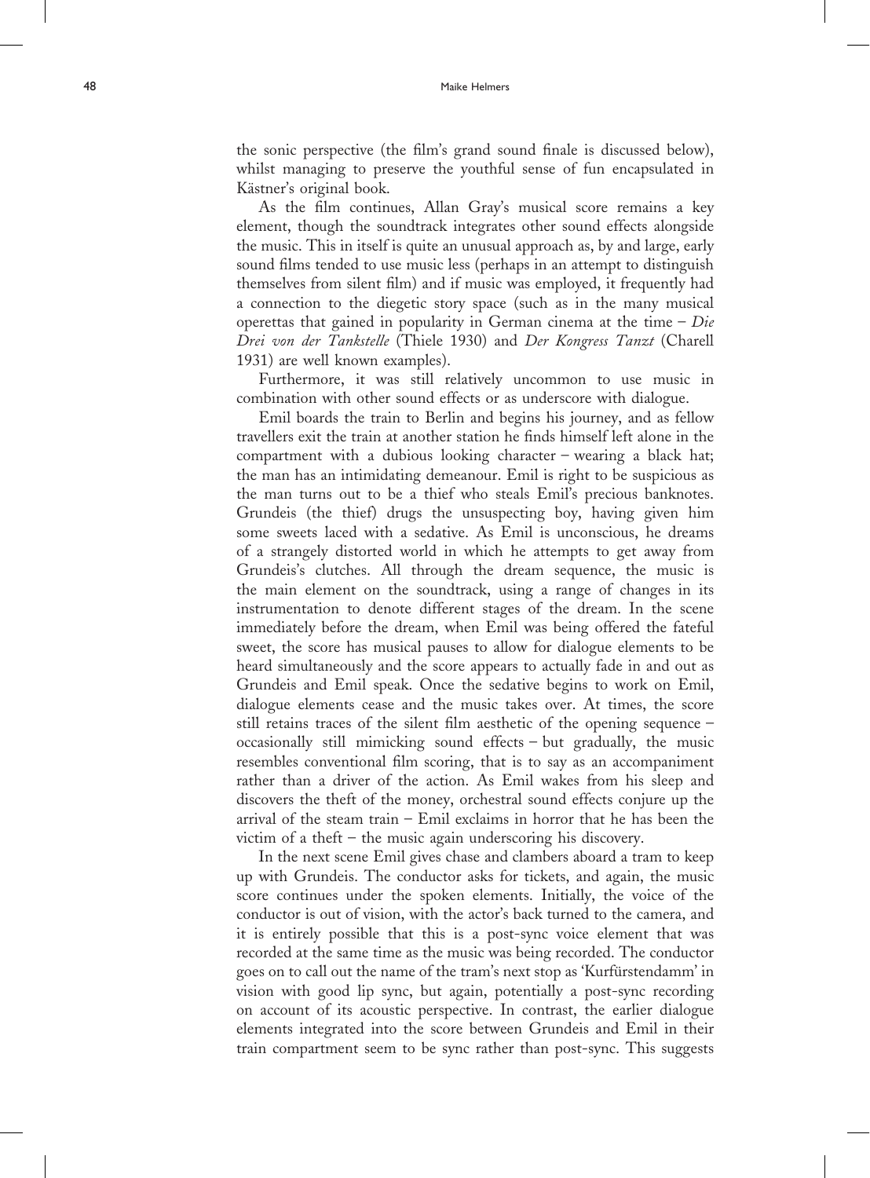the sonic perspective (the film's grand sound finale is discussed below), whilst managing to preserve the youthful sense of fun encapsulated in Kästner's original book.

As the film continues, Allan Gray's musical score remains a key element, though the soundtrack integrates other sound effects alongside the music. This in itself is quite an unusual approach as, by and large, early sound films tended to use music less (perhaps in an attempt to distinguish themselves from silent film) and if music was employed, it frequently had a connection to the diegetic story space (such as in the many musical operettas that gained in popularity in German cinema at the time – *Die Drei von der Tankstelle* (Thiele 1930) and *Der Kongress Tanzt* (Charell 1931) are well known examples).

Furthermore, it was still relatively uncommon to use music in combination with other sound effects or as underscore with dialogue.

Emil boards the train to Berlin and begins his journey, and as fellow travellers exit the train at another station he finds himself left alone in the compartment with a dubious looking character – wearing a black hat; the man has an intimidating demeanour. Emil is right to be suspicious as the man turns out to be a thief who steals Emil's precious banknotes. Grundeis (the thief) drugs the unsuspecting boy, having given him some sweets laced with a sedative. As Emil is unconscious, he dreams of a strangely distorted world in which he attempts to get away from Grundeis's clutches. All through the dream sequence, the music is the main element on the soundtrack, using a range of changes in its instrumentation to denote different stages of the dream. In the scene immediately before the dream, when Emil was being offered the fateful sweet, the score has musical pauses to allow for dialogue elements to be heard simultaneously and the score appears to actually fade in and out as Grundeis and Emil speak. Once the sedative begins to work on Emil, dialogue elements cease and the music takes over. At times, the score still retains traces of the silent film aesthetic of the opening sequence – occasionally still mimicking sound effects – but gradually, the music resembles conventional film scoring, that is to say as an accompaniment rather than a driver of the action. As Emil wakes from his sleep and discovers the theft of the money, orchestral sound effects conjure up the arrival of the steam train – Emil exclaims in horror that he has been the victim of a theft – the music again underscoring his discovery.

In the next scene Emil gives chase and clambers aboard a tram to keep up with Grundeis. The conductor asks for tickets, and again, the music score continues under the spoken elements. Initially, the voice of the conductor is out of vision, with the actor's back turned to the camera, and it is entirely possible that this is a post-sync voice element that was recorded at the same time as the music was being recorded. The conductor goes on to call out the name of the tram's next stop as 'Kurfürstendamm' in vision with good lip sync, but again, potentially a post-sync recording on account of its acoustic perspective. In contrast, the earlier dialogue elements integrated into the score between Grundeis and Emil in their train compartment seem to be sync rather than post-sync. This suggests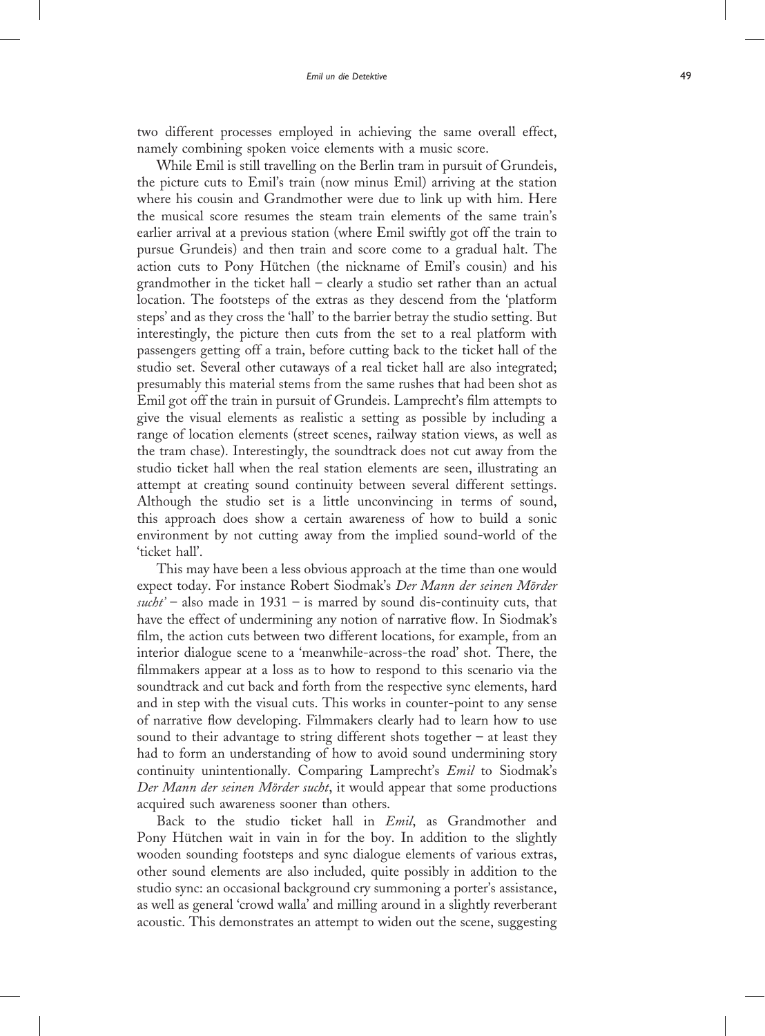two different processes employed in achieving the same overall effect, namely combining spoken voice elements with a music score.

While Emil is still travelling on the Berlin tram in pursuit of Grundeis, the picture cuts to Emil's train (now minus Emil) arriving at the station where his cousin and Grandmother were due to link up with him. Here the musical score resumes the steam train elements of the same train's earlier arrival at a previous station (where Emil swiftly got off the train to pursue Grundeis) and then train and score come to a gradual halt. The action cuts to Pony Hütchen (the nickname of Emil's cousin) and his grandmother in the ticket hall – clearly a studio set rather than an actual location. The footsteps of the extras as they descend from the 'platform steps' and as they cross the 'hall' to the barrier betray the studio setting. But interestingly, the picture then cuts from the set to a real platform with passengers getting off a train, before cutting back to the ticket hall of the studio set. Several other cutaways of a real ticket hall are also integrated; presumably this material stems from the same rushes that had been shot as Emil got off the train in pursuit of Grundeis. Lamprecht's film attempts to give the visual elements as realistic a setting as possible by including a range of location elements (street scenes, railway station views, as well as the tram chase). Interestingly, the soundtrack does not cut away from the studio ticket hall when the real station elements are seen, illustrating an attempt at creating sound continuity between several different settings. Although the studio set is a little unconvincing in terms of sound, this approach does show a certain awareness of how to build a sonic environment by not cutting away from the implied sound-world of the 'ticket hall'.

This may have been a less obvious approach at the time than one would expect today. For instance Robert Siodmak's *Der Mann der seinen Mörder sucht'* – also made in 1931 – is marred by sound dis-continuity cuts, that have the effect of undermining any notion of narrative flow. In Siodmak's film, the action cuts between two different locations, for example, from an interior dialogue scene to a 'meanwhile-across-the road' shot. There, the filmmakers appear at a loss as to how to respond to this scenario via the soundtrack and cut back and forth from the respective sync elements, hard and in step with the visual cuts. This works in counter-point to any sense of narrative flow developing. Filmmakers clearly had to learn how to use sound to their advantage to string different shots together – at least they had to form an understanding of how to avoid sound undermining story continuity unintentionally. Comparing Lamprecht's *Emil* to Siodmak's *Der Mann der seinen Mörder sucht*, it would appear that some productions acquired such awareness sooner than others.

Back to the studio ticket hall in *Emil*, as Grandmother and Pony Hütchen wait in vain in for the boy. In addition to the slightly wooden sounding footsteps and sync dialogue elements of various extras, other sound elements are also included, quite possibly in addition to the studio sync: an occasional background cry summoning a porter's assistance, as well as general 'crowd walla' and milling around in a slightly reverberant acoustic. This demonstrates an attempt to widen out the scene, suggesting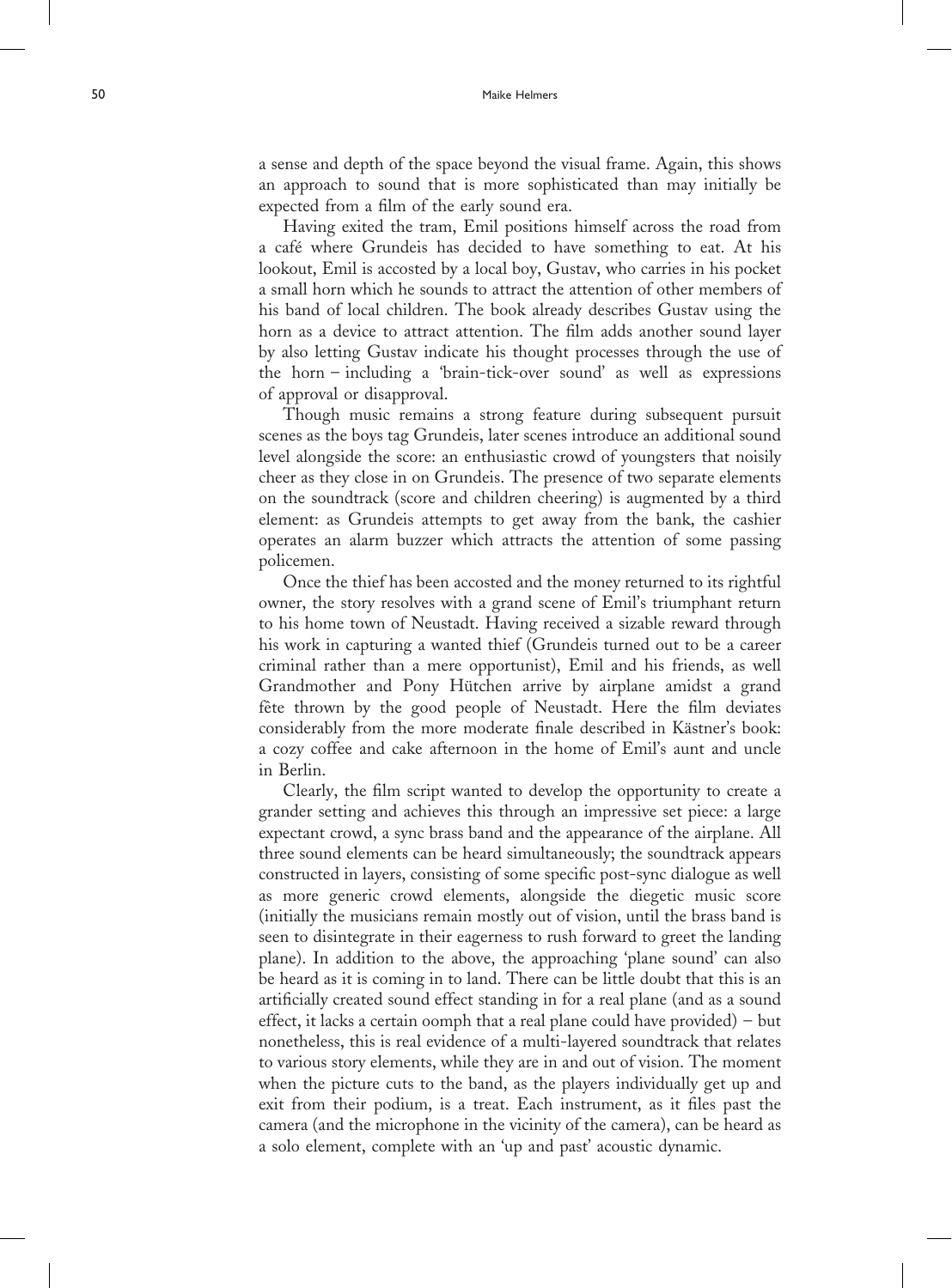a sense and depth of the space beyond the visual frame. Again, this shows an approach to sound that is more sophisticated than may initially be expected from a film of the early sound era.

Having exited the tram, Emil positions himself across the road from a café where Grundeis has decided to have something to eat. At his lookout, Emil is accosted by a local boy, Gustav, who carries in his pocket a small horn which he sounds to attract the attention of other members of his band of local children. The book already describes Gustav using the horn as a device to attract attention. The film adds another sound layer by also letting Gustav indicate his thought processes through the use of the horn – including a 'brain-tick-over sound' as well as expressions of approval or disapproval.

Though music remains a strong feature during subsequent pursuit scenes as the boys tag Grundeis, later scenes introduce an additional sound level alongside the score: an enthusiastic crowd of youngsters that noisily cheer as they close in on Grundeis. The presence of two separate elements on the soundtrack (score and children cheering) is augmented by a third element: as Grundeis attempts to get away from the bank, the cashier operates an alarm buzzer which attracts the attention of some passing policemen.

Once the thief has been accosted and the money returned to its rightful owner, the story resolves with a grand scene of Emil's triumphant return to his home town of Neustadt. Having received a sizable reward through his work in capturing a wanted thief (Grundeis turned out to be a career criminal rather than a mere opportunist), Emil and his friends, as well Grandmother and Pony Hütchen arrive by airplane amidst a grand fête thrown by the good people of Neustadt. Here the film deviates considerably from the more moderate finale described in Kästner's book: a cozy coffee and cake afternoon in the home of Emil's aunt and uncle in Berlin.

Clearly, the film script wanted to develop the opportunity to create a grander setting and achieves this through an impressive set piece: a large expectant crowd, a sync brass band and the appearance of the airplane. All three sound elements can be heard simultaneously; the soundtrack appears constructed in layers, consisting of some specific post-sync dialogue as well as more generic crowd elements, alongside the diegetic music score (initially the musicians remain mostly out of vision, until the brass band is seen to disintegrate in their eagerness to rush forward to greet the landing plane). In addition to the above, the approaching 'plane sound' can also be heard as it is coming in to land. There can be little doubt that this is an artificially created sound effect standing in for a real plane (and as a sound effect, it lacks a certain oomph that a real plane could have provided) – but nonetheless, this is real evidence of a multi-layered soundtrack that relates to various story elements, while they are in and out of vision. The moment when the picture cuts to the band, as the players individually get up and exit from their podium, is a treat. Each instrument, as it files past the camera (and the microphone in the vicinity of the camera), can be heard as a solo element, complete with an 'up and past' acoustic dynamic.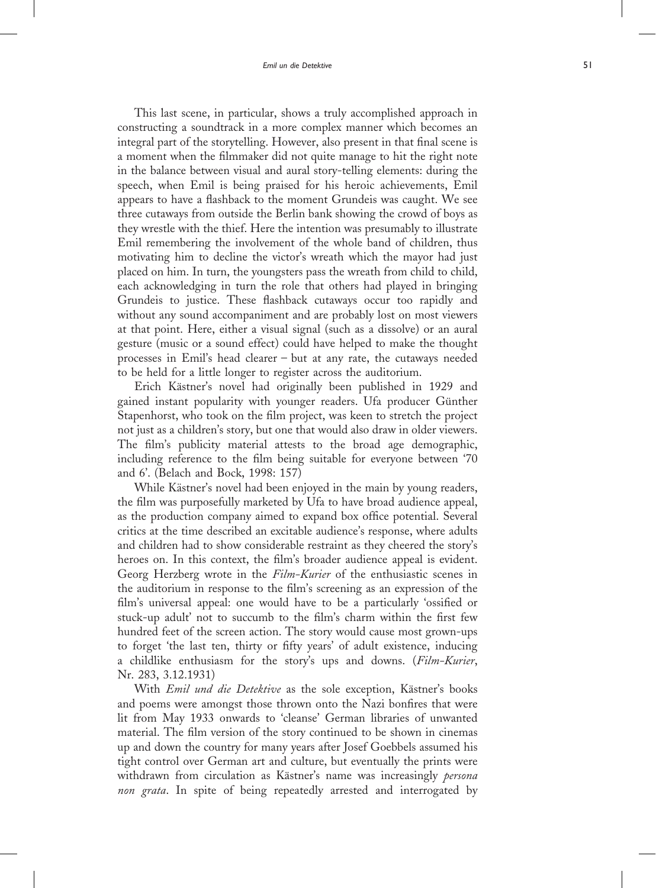This last scene, in particular, shows a truly accomplished approach in constructing a soundtrack in a more complex manner which becomes an integral part of the storytelling. However, also present in that final scene is a moment when the filmmaker did not quite manage to hit the right note in the balance between visual and aural story-telling elements: during the speech, when Emil is being praised for his heroic achievements, Emil appears to have a flashback to the moment Grundeis was caught. We see three cutaways from outside the Berlin bank showing the crowd of boys as they wrestle with the thief. Here the intention was presumably to illustrate Emil remembering the involvement of the whole band of children, thus motivating him to decline the victor's wreath which the mayor had just placed on him. In turn, the youngsters pass the wreath from child to child, each acknowledging in turn the role that others had played in bringing Grundeis to justice. These flashback cutaways occur too rapidly and without any sound accompaniment and are probably lost on most viewers at that point. Here, either a visual signal (such as a dissolve) or an aural gesture (music or a sound effect) could have helped to make the thought processes in Emil's head clearer – but at any rate, the cutaways needed to be held for a little longer to register across the auditorium.

Erich Kästner's novel had originally been published in 1929 and gained instant popularity with younger readers. Ufa producer Günther Stapenhorst, who took on the film project, was keen to stretch the project not just as a children's story, but one that would also draw in older viewers. The film's publicity material attests to the broad age demographic, including reference to the film being suitable for everyone between '70 and 6'. (Belach and Bock, 1998: 157)

While Kästner's novel had been enjoyed in the main by young readers, the film was purposefully marketed by Ufa to have broad audience appeal, as the production company aimed to expand box office potential. Several critics at the time described an excitable audience's response, where adults and children had to show considerable restraint as they cheered the story's heroes on. In this context, the film's broader audience appeal is evident. Georg Herzberg wrote in the *Film-Kurier* of the enthusiastic scenes in the auditorium in response to the film's screening as an expression of the film's universal appeal: one would have to be a particularly 'ossified or stuck-up adult' not to succumb to the film's charm within the first few hundred feet of the screen action. The story would cause most grown-ups to forget 'the last ten, thirty or fifty years' of adult existence, inducing a childlike enthusiasm for the story's ups and downs. (*Film-Kurier*, Nr. 283, 3.12.1931)

With *Emil und die Detektive* as the sole exception, Kästner's books and poems were amongst those thrown onto the Nazi bonfires that were lit from May 1933 onwards to 'cleanse' German libraries of unwanted material. The film version of the story continued to be shown in cinemas up and down the country for many years after Josef Goebbels assumed his tight control over German art and culture, but eventually the prints were withdrawn from circulation as Kästner's name was increasingly *persona non grata*. In spite of being repeatedly arrested and interrogated by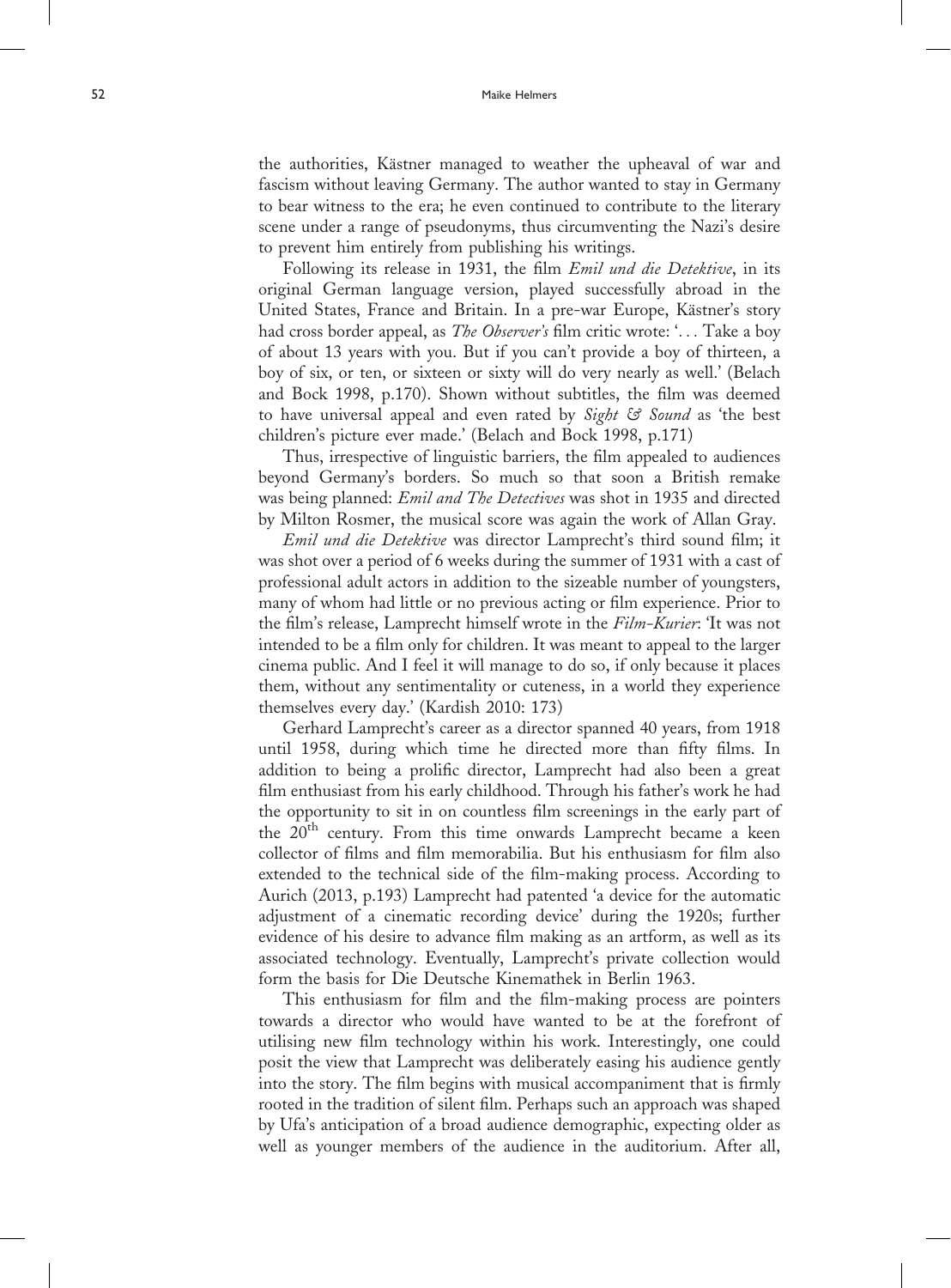the authorities, Kästner managed to weather the upheaval of war and fascism without leaving Germany. The author wanted to stay in Germany to bear witness to the era; he even continued to contribute to the literary scene under a range of pseudonyms, thus circumventing the Nazi's desire to prevent him entirely from publishing his writings.

Following its release in 1931, the film *Emil und die Detektive*, in its original German language version, played successfully abroad in the United States, France and Britain. In a pre-war Europe, Kästner's story had cross border appeal, as *The Observer's* film critic wrote: '… Take a boy of about 13 years with you. But if you can't provide a boy of thirteen, a boy of six, or ten, or sixteen or sixty will do very nearly as well.' (Belach and Bock 1998, p.170). Shown without subtitles, the film was deemed to have universal appeal and even rated by *Sight & Sound* as 'the best children's picture ever made.' (Belach and Bock 1998, p.171)

Thus, irrespective of linguistic barriers, the film appealed to audiences beyond Germany's borders. So much so that soon a British remake was being planned: *Emil and The Detectives* was shot in 1935 and directed by Milton Rosmer, the musical score was again the work of Allan Gray.

*Emil und die Detektive* was director Lamprecht's third sound film; it was shot over a period of 6 weeks during the summer of 1931 with a cast of professional adult actors in addition to the sizeable number of youngsters, many of whom had little or no previous acting or film experience. Prior to the film's release, Lamprecht himself wrote in the *Film-Kurier*: 'It was not intended to be a film only for children. It was meant to appeal to the larger cinema public. And I feel it will manage to do so, if only because it places them, without any sentimentality or cuteness, in a world they experience themselves every day.' (Kardish 2010: 173)

Gerhard Lamprecht's career as a director spanned 40 years, from 1918 until 1958, during which time he directed more than fifty films. In addition to being a prolific director, Lamprecht had also been a great film enthusiast from his early childhood. Through his father's work he had the opportunity to sit in on countless film screenings in the early part of the 20th century. From this time onwards Lamprecht became a keen collector of films and film memorabilia. But his enthusiasm for film also extended to the technical side of the film-making process. According to Aurich (2013, p.193) Lamprecht had patented 'a device for the automatic adjustment of a cinematic recording device' during the 1920s; further evidence of his desire to advance film making as an artform, as well as its associated technology. Eventually, Lamprecht's private collection would form the basis for Die Deutsche Kinemathek in Berlin 1963.

This enthusiasm for film and the film-making process are pointers towards a director who would have wanted to be at the forefront of utilising new film technology within his work. Interestingly, one could posit the view that Lamprecht was deliberately easing his audience gently into the story. The film begins with musical accompaniment that is firmly rooted in the tradition of silent film. Perhaps such an approach was shaped by Ufa's anticipation of a broad audience demographic, expecting older as well as younger members of the audience in the auditorium. After all,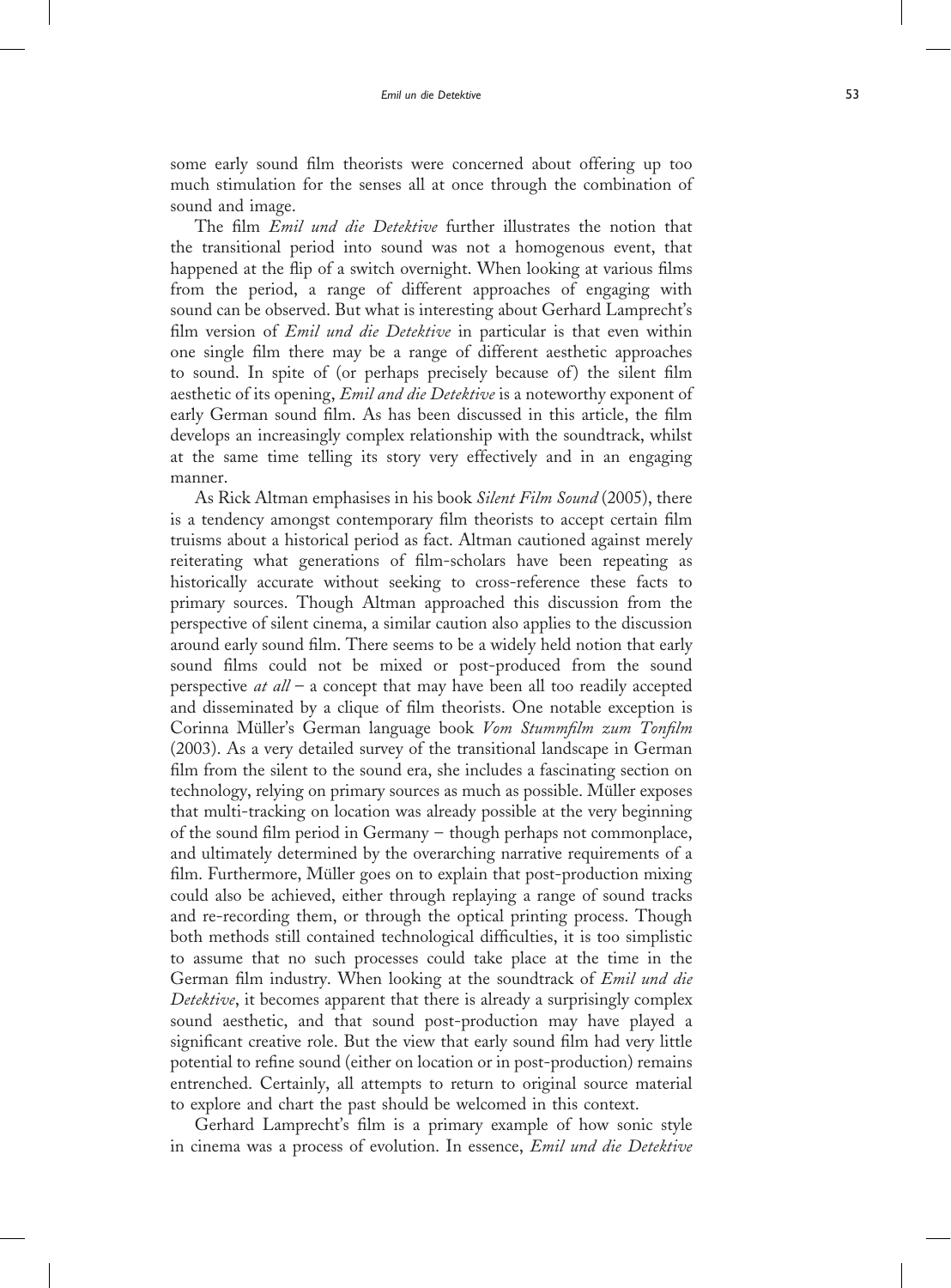some early sound film theorists were concerned about offering up too much stimulation for the senses all at once through the combination of sound and image.

The film *Emil und die Detektive* further illustrates the notion that the transitional period into sound was not a homogenous event, that happened at the flip of a switch overnight. When looking at various films from the period, a range of different approaches of engaging with sound can be observed. But what is interesting about Gerhard Lamprecht's film version of *Emil und die Detektive* in particular is that even within one single film there may be a range of different aesthetic approaches to sound. In spite of (or perhaps precisely because of) the silent film aesthetic of its opening, *Emil and die Detektive* is a noteworthy exponent of early German sound film. As has been discussed in this article, the film develops an increasingly complex relationship with the soundtrack, whilst at the same time telling its story very effectively and in an engaging manner.

As Rick Altman emphasises in his book *Silent Film Sound* (2005), there is a tendency amongst contemporary film theorists to accept certain film truisms about a historical period as fact. Altman cautioned against merely reiterating what generations of film-scholars have been repeating as historically accurate without seeking to cross-reference these facts to primary sources. Though Altman approached this discussion from the perspective of silent cinema, a similar caution also applies to the discussion around early sound film. There seems to be a widely held notion that early sound films could not be mixed or post-produced from the sound perspective *at all* – a concept that may have been all too readily accepted and disseminated by a clique of film theorists. One notable exception is Corinna Müller's German language book *Vom Stummfilm zum Tonfilm* (2003). As a very detailed survey of the transitional landscape in German film from the silent to the sound era, she includes a fascinating section on technology, relying on primary sources as much as possible. Müller exposes that multi-tracking on location was already possible at the very beginning of the sound film period in Germany – though perhaps not commonplace, and ultimately determined by the overarching narrative requirements of a film. Furthermore, Müller goes on to explain that post-production mixing could also be achieved, either through replaying a range of sound tracks and re-recording them, or through the optical printing process. Though both methods still contained technological difficulties, it is too simplistic to assume that no such processes could take place at the time in the German film industry. When looking at the soundtrack of *Emil und die Detektive*, it becomes apparent that there is already a surprisingly complex sound aesthetic, and that sound post-production may have played a significant creative role. But the view that early sound film had very little potential to refine sound (either on location or in post-production) remains entrenched. Certainly, all attempts to return to original source material to explore and chart the past should be welcomed in this context.

Gerhard Lamprecht's film is a primary example of how sonic style in cinema was a process of evolution. In essence, *Emil und die Detektive*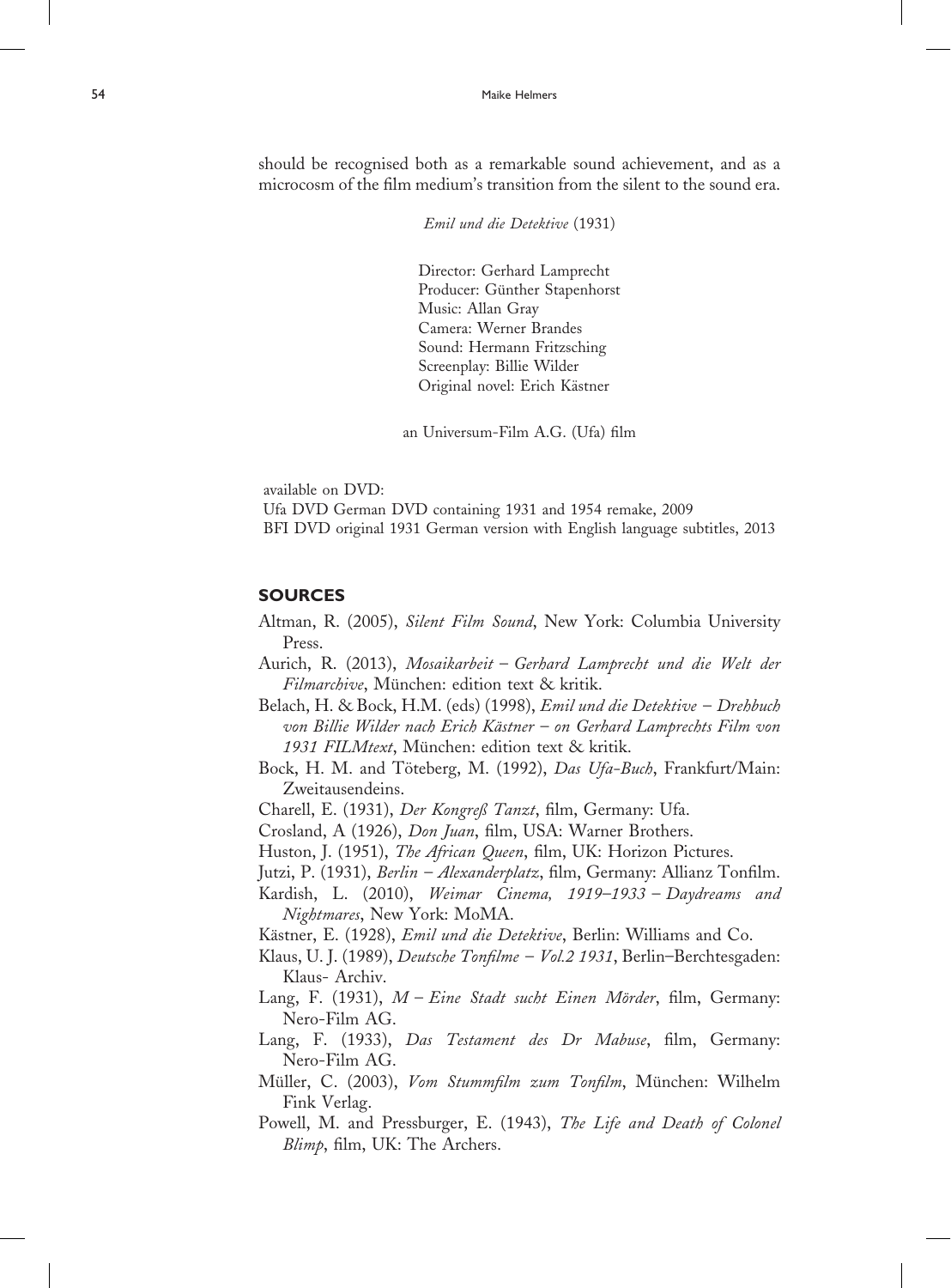should be recognised both as a remarkable sound achievement, and as a microcosm of the film medium's transition from the silent to the sound era.

*Emil und die Detektive* (1931)

Director: Gerhard Lamprecht
Producer: Günther Stapenhorst
Music: Allan Gray
Camera: Werner Brandes
Sound: Hermann Fritzsching
Screenplay: Billie Wilder
Original novel: Erich Kästner

an Universum-Film A.G. (Ufa) film

available on DVD:
Ufa DVD German DVD containing 1931 and 1954 remake, 2009
BFI DVD original 1931 German version with English language subtitles, 2013

## SOURCES

Altman, R. (2005), *Silent Film Sound*, New York: Columbia University Press.

Aurich, R. (2013), *Mosaikarbeit – Gerhard Lamprecht und die Welt der Filmarchive*, München: edition text & kritik.

Belach, H. & Bock, H.M. (eds) (1998), *Emil und die Detektive – Drehbuch von Billie Wilder nach Erich Kästner – on Gerhard Lamprechts Film von 1931 FILMtext*, München: edition text & kritik.

Bock, H. M. and Töteberg, M. (1992), *Das Ufa-Buch*, Frankfurt/Main: Zweitausendeins.

Charell, E. (1931), *Der Kongreß Tanzt*, film, Germany: Ufa.

Crosland, A (1926), *Don Juan*, film, USA: Warner Brothers.

Huston, J. (1951), *The African Queen*, film, UK: Horizon Pictures.

Jutzi, P. (1931), *Berlin – Alexanderplatz*, film, Germany: Allianz Tonfilm.

Kardish, L. (2010), *Weimar Cinema, 1919–1933 – Daydreams and Nightmares*, New York: MoMA.

Kästner, E. (1928), *Emil und die Detektive*, Berlin: Williams and Co.

Klaus, U. J. (1989), *Deutsche Tonfilme – Vol.2 1931*, Berlin–Berchtesgaden: Klaus- Archiv.

Lang, F. (1931), *M – Eine Stadt sucht Einen Mörder*, film, Germany: Nero-Film AG.

Lang, F. (1933), *Das Testament des Dr Mabuse*, film, Germany: Nero-Film AG.

Müller, C. (2003), *Vom Stummfilm zum Tonfilm*, München: Wilhelm Fink Verlag.

Powell, M. and Pressburger, E. (1943), *The Life and Death of Colonel Blimp*, film, UK: The Archers.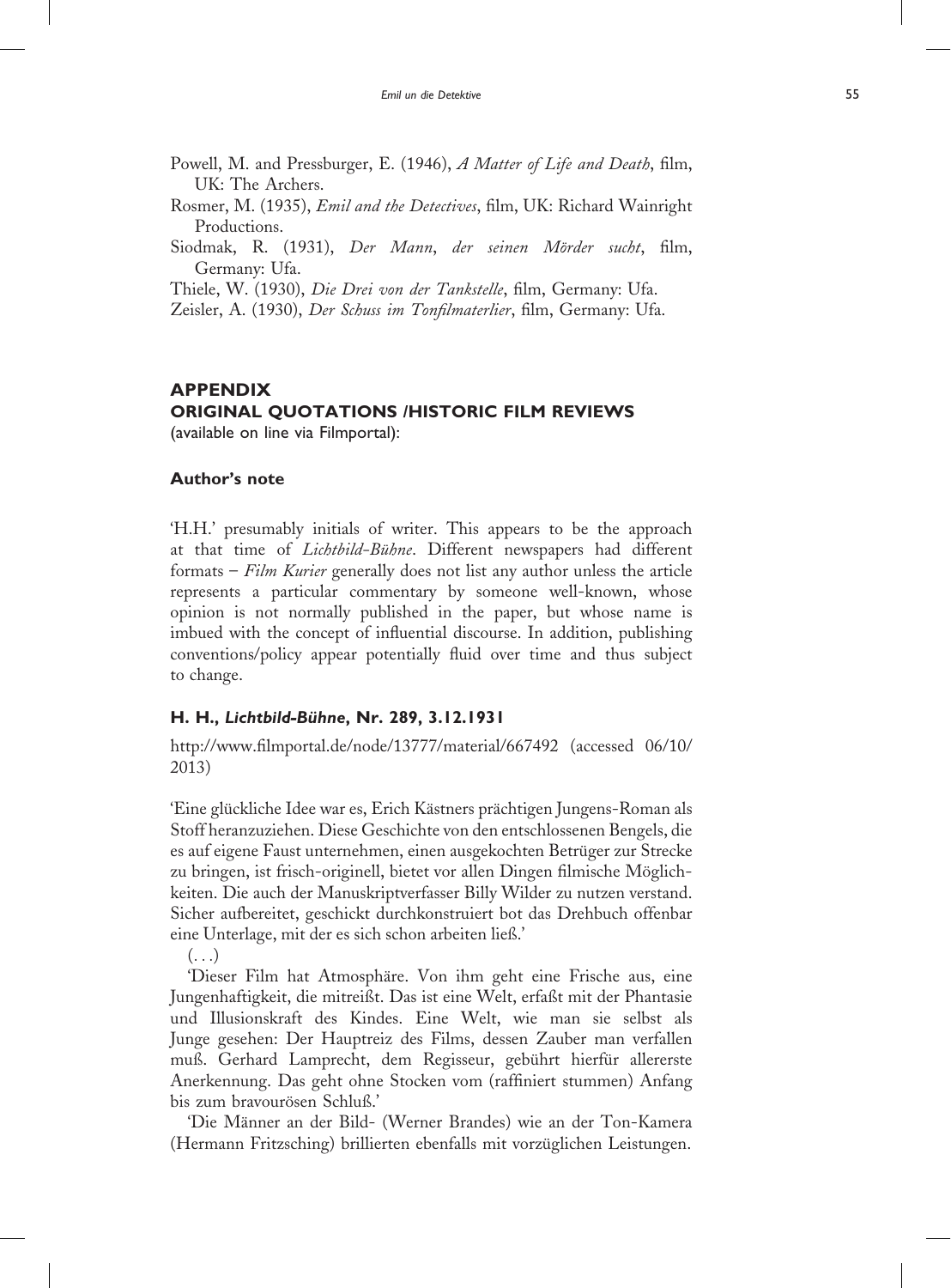Powell, M. and Pressburger, E. (1946), *A Matter of Life and Death*, film, UK: The Archers.

Rosmer, M. (1935), *Emil and the Detectives*, film, UK: Richard Wainright Productions.

Siodmak, R. (1931), *Der Mann, der seinen Mörder sucht*, film, Germany: Ufa.

Thiele, W. (1930), *Die Drei von der Tankstelle*, film, Germany: Ufa.

Zeisler, A. (1930), *Der Schuss im Tonfilmaterlier*, film, Germany: Ufa.

## APPENDIX
## ORIGINAL QUOTATIONS /HISTORIC FILM REVIEWS

(available on line via Filmportal):

### Author's note

'H.H.' presumably initials of writer. This appears to be the approach at that time of *Lichtbild-Bühne*. Different newspapers had different formats – *Film Kurier* generally does not list any author unless the article represents a particular commentary by someone well-known, whose opinion is not normally published in the paper, but whose name is imbued with the concept of influential discourse. In addition, publishing conventions/policy appear potentially fluid over time and thus subject to change.

### H. H., *Lichtbild-Bühne*, Nr. 289, 3.12.1931

http://www.filmportal.de/node/13777/material/667492 (accessed 06/10/2013)

'Eine glückliche Idee war es, Erich Kästners prächtigen Jungens-Roman als Stoff heranzuziehen. Diese Geschichte von den entschlossenen Bengels, die es auf eigene Faust unternehmen, einen ausgekochten Betrüger zur Strecke zu bringen, ist frisch-originell, bietet vor allen Dingen filmische Möglichkeiten. Die auch der Manuskriptverfasser Billy Wilder zu nutzen verstand. Sicher aufbereitet, geschickt durchkonstruiert bot das Drehbuch offenbar eine Unterlage, mit der es sich schon arbeiten ließ.'

(. . .)

'Dieser Film hat Atmosphäre. Von ihm geht eine Frische aus, eine Jungenhaftigkeit, die mitreißt. Das ist eine Welt, erfaßt mit der Phantasie und Illusionskraft des Kindes. Eine Welt, wie man sie selbst als Junge gesehen: Der Hauptreiz des Films, dessen Zauber man verfallen muß. Gerhard Lamprecht, dem Regisseur, gebührt hierfür allererste Anerkennung. Das geht ohne Stocken vom (raffiniert stummen) Anfang bis zum bravourösen Schluß.'

'Die Männer an der Bild- (Werner Brandes) wie an der Ton-Kamera (Hermann Fritzsching) brillierten ebenfalls mit vorzüglichen Leistungen.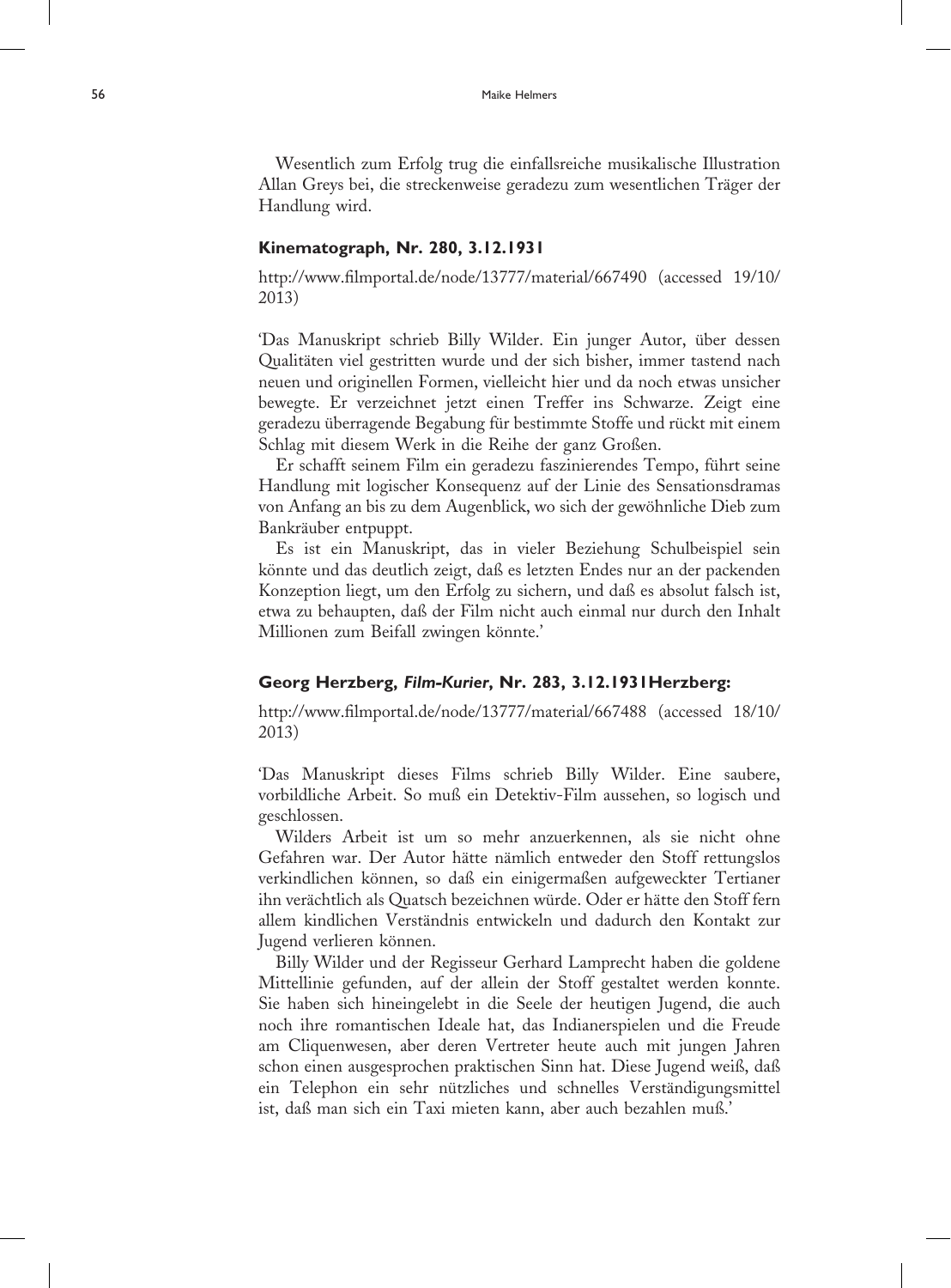Wesentlich zum Erfolg trug die einfallsreiche musikalische Illustration Allan Greys bei, die streckenweise geradezu zum wesentlichen Träger der Handlung wird.

### Kinematograph, Nr. 280, 3.12.1931

http://www.filmportal.de/node/13777/material/667490 (accessed 19/10/2013)

'Das Manuskript schrieb Billy Wilder. Ein junger Autor, über dessen Qualitäten viel gestritten wurde und der sich bisher, immer tastend nach neuen und originellen Formen, vielleicht hier und da noch etwas unsicher bewegte. Er verzeichnet jetzt einen Treffer ins Schwarze. Zeigt eine geradezu überragende Begabung für bestimmte Stoffe und rückt mit einem Schlag mit diesem Werk in die Reihe der ganz Großen.

Er schafft seinem Film ein geradezu faszinierendes Tempo, führt seine Handlung mit logischer Konsequenz auf der Linie des Sensationsdramas von Anfang an bis zu dem Augenblick, wo sich der gewöhnliche Dieb zum Bankräuber entpuppt.

Es ist ein Manuskript, das in vieler Beziehung Schulbeispiel sein könnte und das deutlich zeigt, daß es letzten Endes nur an der packenden Konzeption liegt, um den Erfolg zu sichern, und daß es absolut falsch ist, etwa zu behaupten, daß der Film nicht auch einmal nur durch den Inhalt Millionen zum Beifall zwingen könnte.'

### Georg Herzberg, *Film-Kurier*, Nr. 283, 3.12.1931Herzberg:

http://www.filmportal.de/node/13777/material/667488 (accessed 18/10/2013)

'Das Manuskript dieses Films schrieb Billy Wilder. Eine saubere, vorbildliche Arbeit. So muß ein Detektiv-Film aussehen, so logisch und geschlossen.

Wilders Arbeit ist um so mehr anzuerkennen, als sie nicht ohne Gefahren war. Der Autor hätte nämlich entweder den Stoff rettungslos verkindlichen können, so daß ein einigermaßen aufgeweckter Tertianer ihn verächtlich als Quatsch bezeichnen würde. Oder er hätte den Stoff fern allem kindlichen Verständnis entwickeln und dadurch den Kontakt zur Jugend verlieren können.

Billy Wilder und der Regisseur Gerhard Lamprecht haben die goldene Mittellinie gefunden, auf der allein der Stoff gestaltet werden konnte. Sie haben sich hineingelebt in die Seele der heutigen Jugend, die auch noch ihre romantischen Ideale hat, das Indianerspielen und die Freude am Cliquenwesen, aber deren Vertreter heute auch mit jungen Jahren schon einen ausgesprochen praktischen Sinn hat. Diese Jugend weiß, daß ein Telephon ein sehr nützliches und schnelles Verständigungsmittel ist, daß man sich ein Taxi mieten kann, aber auch bezahlen muß.'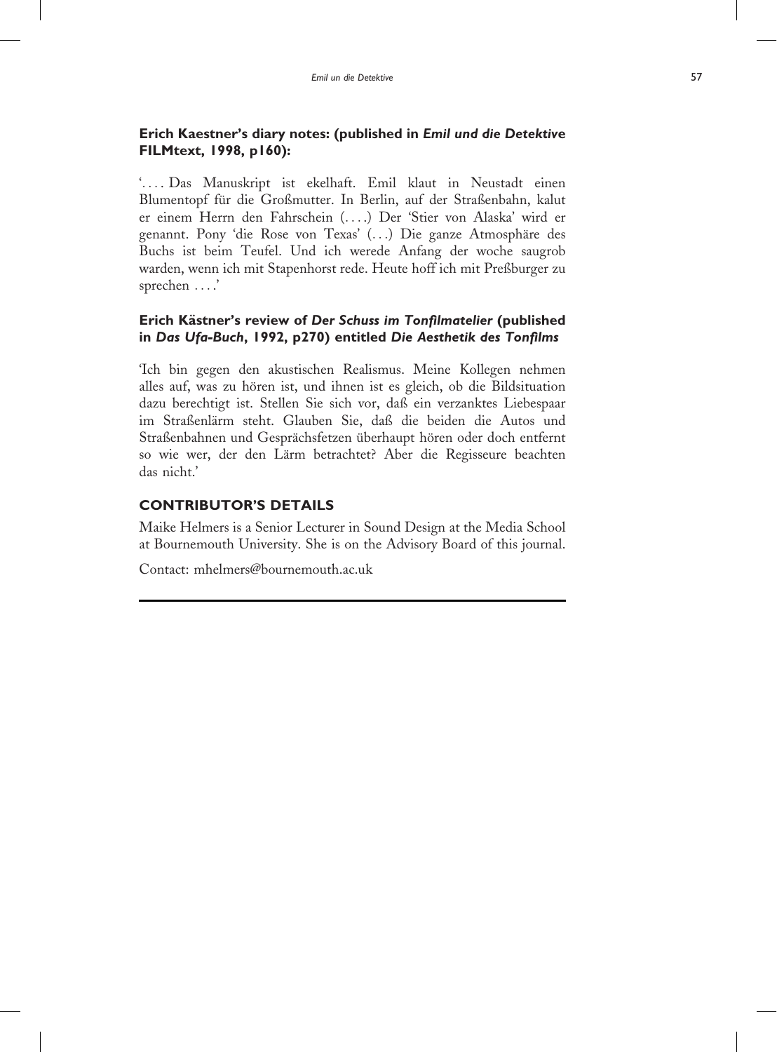**Erich Kaestner's diary notes: (published in *Emil und die Detektive* FILMtext, 1998, p160):**

'.... Das Manuskript ist ekelhaft. Emil klaut in Neustadt einen Blumentopf für die Großmutter. In Berlin, auf der Straßenbahn, kalut er einem Herrn den Fahrschein (....) Der 'Stier von Alaska' wird er genannt. Pony 'die Rose von Texas' (...) Die ganze Atmosphäre des Buchs ist beim Teufel. Und ich werede Anfang der woche saugrob warden, wenn ich mit Stapenhorst rede. Heute hoff ich mit Preßburger zu sprechen ....'

**Erich Kästner's review of *Der Schuss im Tonfilmatelier* (published in *Das Ufa-Buch*, 1992, p270) entitled *Die Aesthetik des Tonfilms***

'Ich bin gegen den akustischen Realismus. Meine Kollegen nehmen alles auf, was zu hören ist, und ihnen ist es gleich, ob die Bildsituation dazu berechtigt ist. Stellen Sie sich vor, daß ein verzanktes Liebespaar im Straßenlärm steht. Glauben Sie, daß die beiden die Autos und Straßenbahnen und Gesprächsfetzen überhaupt hören oder doch entfernt so wie wer, der den Lärm betrachtet? Aber die Regisseure beachten das nicht.'

## CONTRIBUTOR'S DETAILS

Maike Helmers is a Senior Lecturer in Sound Design at the Media School at Bournemouth University. She is on the Advisory Board of this journal.

Contact: mhelmers@bournemouth.ac.uk